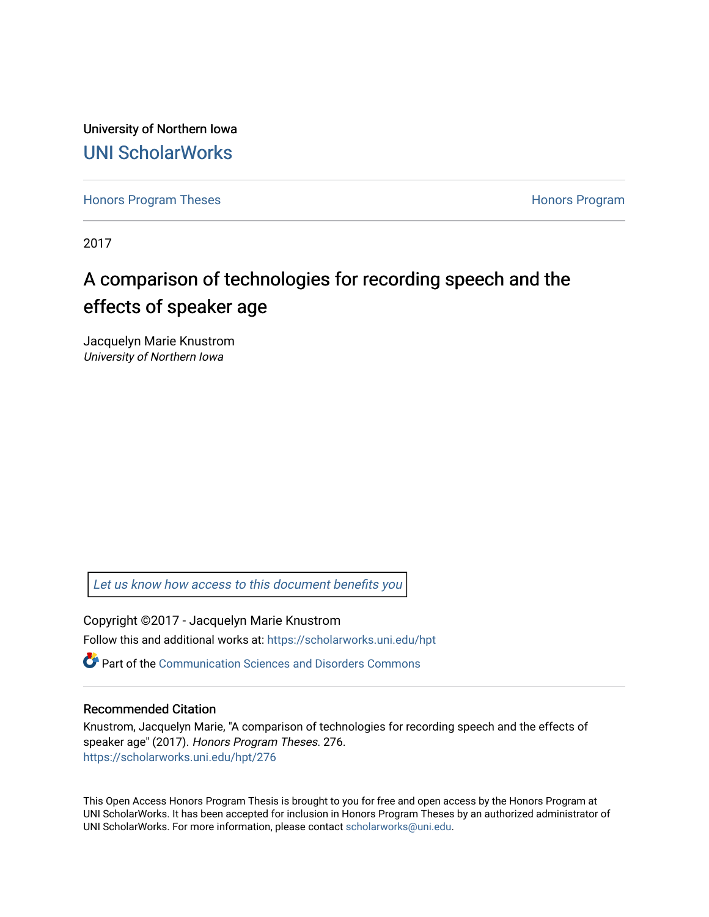University of Northern Iowa

# UNI ScholarWorks

Honors Program Theses

Honors Program

2017

# A comparison of technologies for recording speech and the effects of speaker age

Jacquelyn Marie Knustrom

*University of Northern Iowa*

*Let us know how access to this document benefits you*

Copyright ©2017 - Jacquelyn Marie Knustrom

Follow this and additional works at: https://scholarworks.uni.edu/hpt

Part of the Communication Sciences and Disorders Commons

## Recommended Citation

Knustrom, Jacquelyn Marie, "A comparison of technologies for recording speech and the effects of speaker age" (2017). *Honors Program Theses*. 276.
https://scholarworks.uni.edu/hpt/276

This Open Access Honors Program Thesis is brought to you for free and open access by the Honors Program at UNI ScholarWorks. It has been accepted for inclusion in Honors Program Theses by an authorized administrator of UNI ScholarWorks. For more information, please contact scholarworks@uni.edu.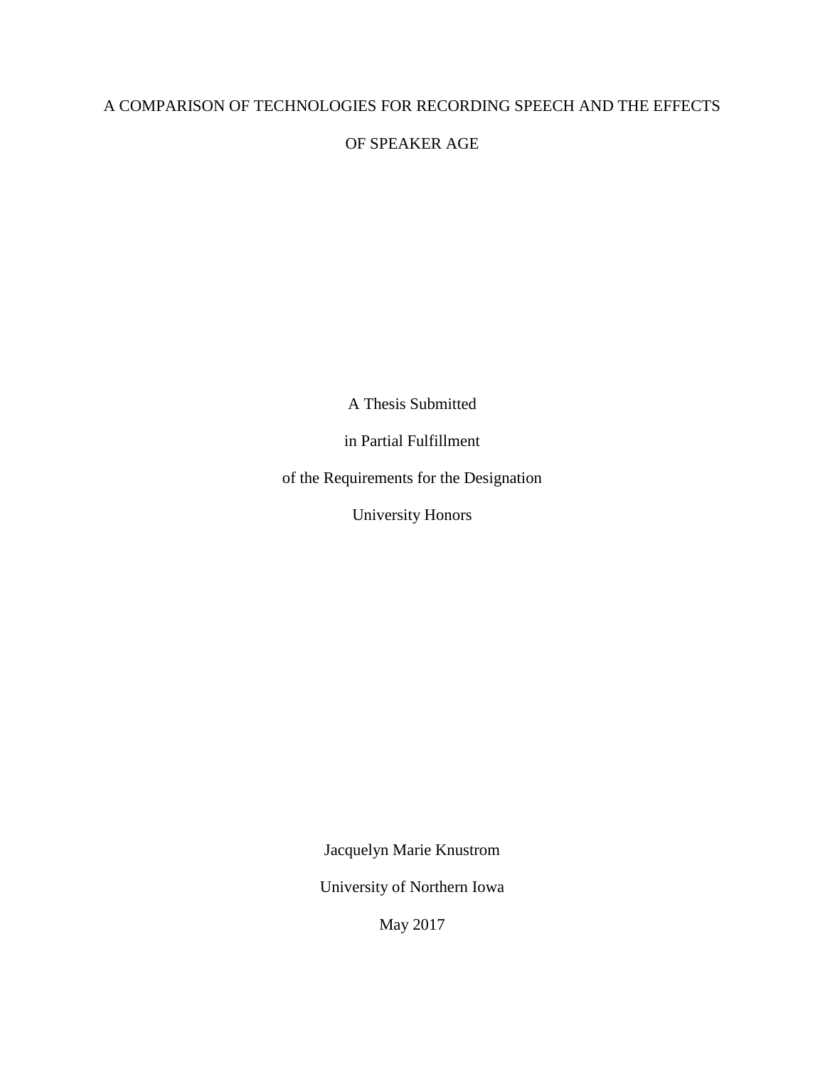# A COMPARISON OF TECHNOLOGIES FOR RECORDING SPEECH AND THE EFFECTS OF SPEAKER AGE

A Thesis Submitted

in Partial Fulfillment

of the Requirements for the Designation

University Honors

Jacquelyn Marie Knustrom

University of Northern Iowa

May 2017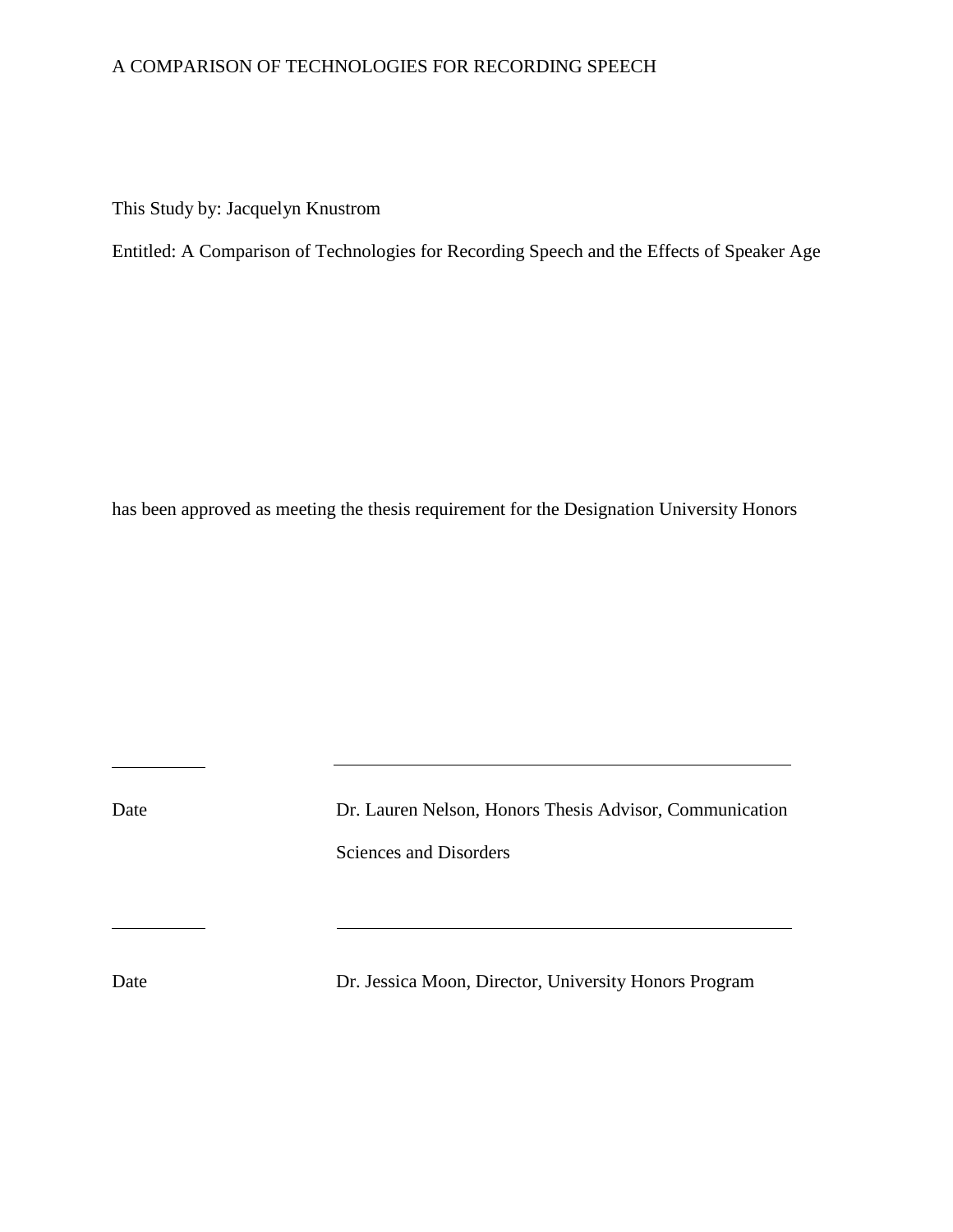This Study by: Jacquelyn Knustrom

Entitled: A Comparison of Technologies for Recording Speech and the Effects of Speaker Age

has been approved as meeting the thesis requirement for the Designation University Honors

\_\_\_\_\_\_\_\_\_\_ \_\_\_\_\_\_\_\_\_\_\_\_\_\_\_\_\_\_\_\_\_\_\_\_\_\_\_\_\_\_\_\_\_\_\_\_\_\_

Date Dr. Lauren Nelson, Honors Thesis Advisor, Communication Sciences and Disorders

\_\_\_\_\_\_\_\_\_\_ \_\_\_\_\_\_\_\_\_\_\_\_\_\_\_\_\_\_\_\_\_\_\_\_\_\_\_\_\_\_\_\_\_\_\_\_\_\_

Date Dr. Jessica Moon, Director, University Honors Program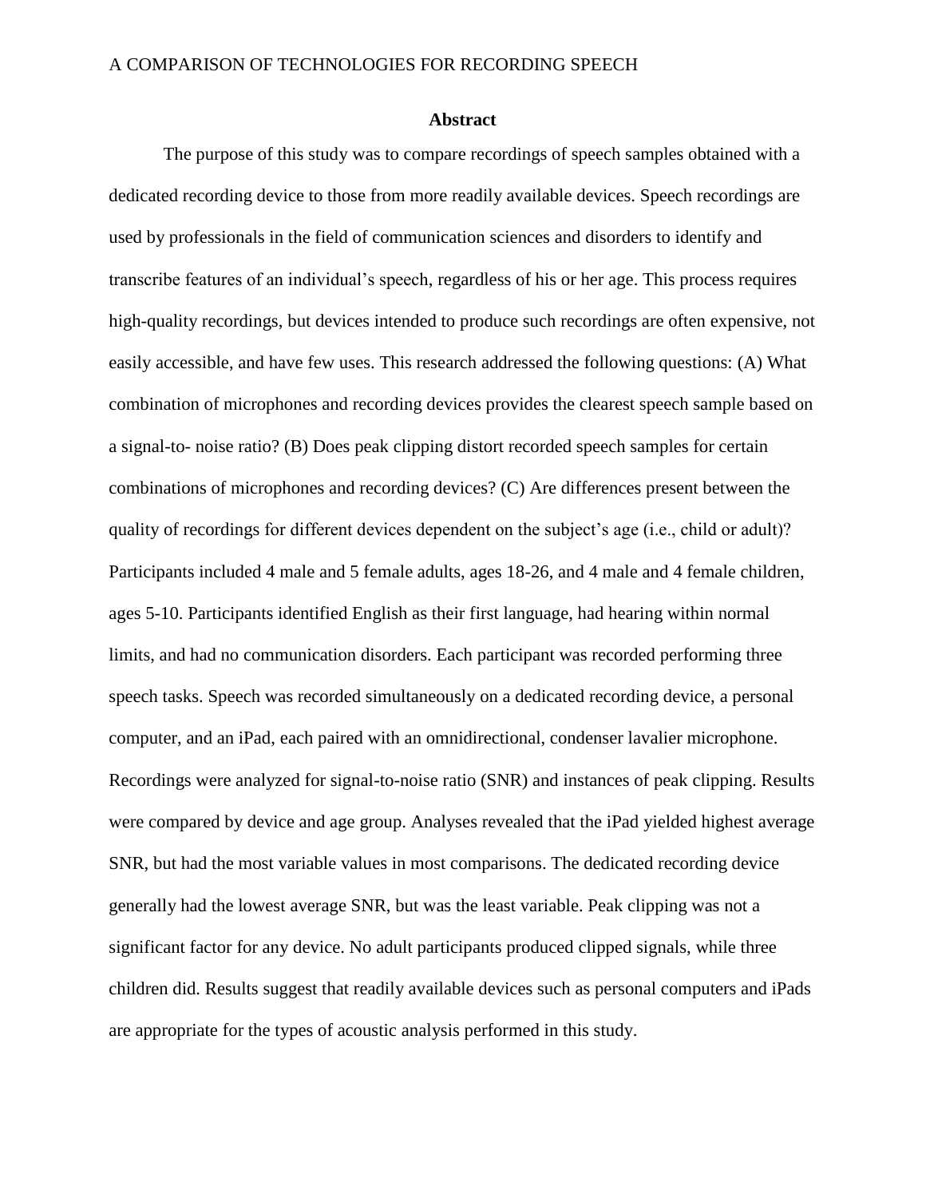## Abstract

The purpose of this study was to compare recordings of speech samples obtained with a dedicated recording device to those from more readily available devices. Speech recordings are used by professionals in the field of communication sciences and disorders to identify and transcribe features of an individual's speech, regardless of his or her age. This process requires high-quality recordings, but devices intended to produce such recordings are often expensive, not easily accessible, and have few uses. This research addressed the following questions: (A) What combination of microphones and recording devices provides the clearest speech sample based on a signal-to- noise ratio? (B) Does peak clipping distort recorded speech samples for certain combinations of microphones and recording devices? (C) Are differences present between the quality of recordings for different devices dependent on the subject's age (i.e., child or adult)? Participants included 4 male and 5 female adults, ages 18-26, and 4 male and 4 female children, ages 5-10. Participants identified English as their first language, had hearing within normal limits, and had no communication disorders. Each participant was recorded performing three speech tasks. Speech was recorded simultaneously on a dedicated recording device, a personal computer, and an iPad, each paired with an omnidirectional, condenser lavalier microphone. Recordings were analyzed for signal-to-noise ratio (SNR) and instances of peak clipping. Results were compared by device and age group. Analyses revealed that the iPad yielded highest average SNR, but had the most variable values in most comparisons. The dedicated recording device generally had the lowest average SNR, but was the least variable. Peak clipping was not a significant factor for any device. No adult participants produced clipped signals, while three children did. Results suggest that readily available devices such as personal computers and iPads are appropriate for the types of acoustic analysis performed in this study.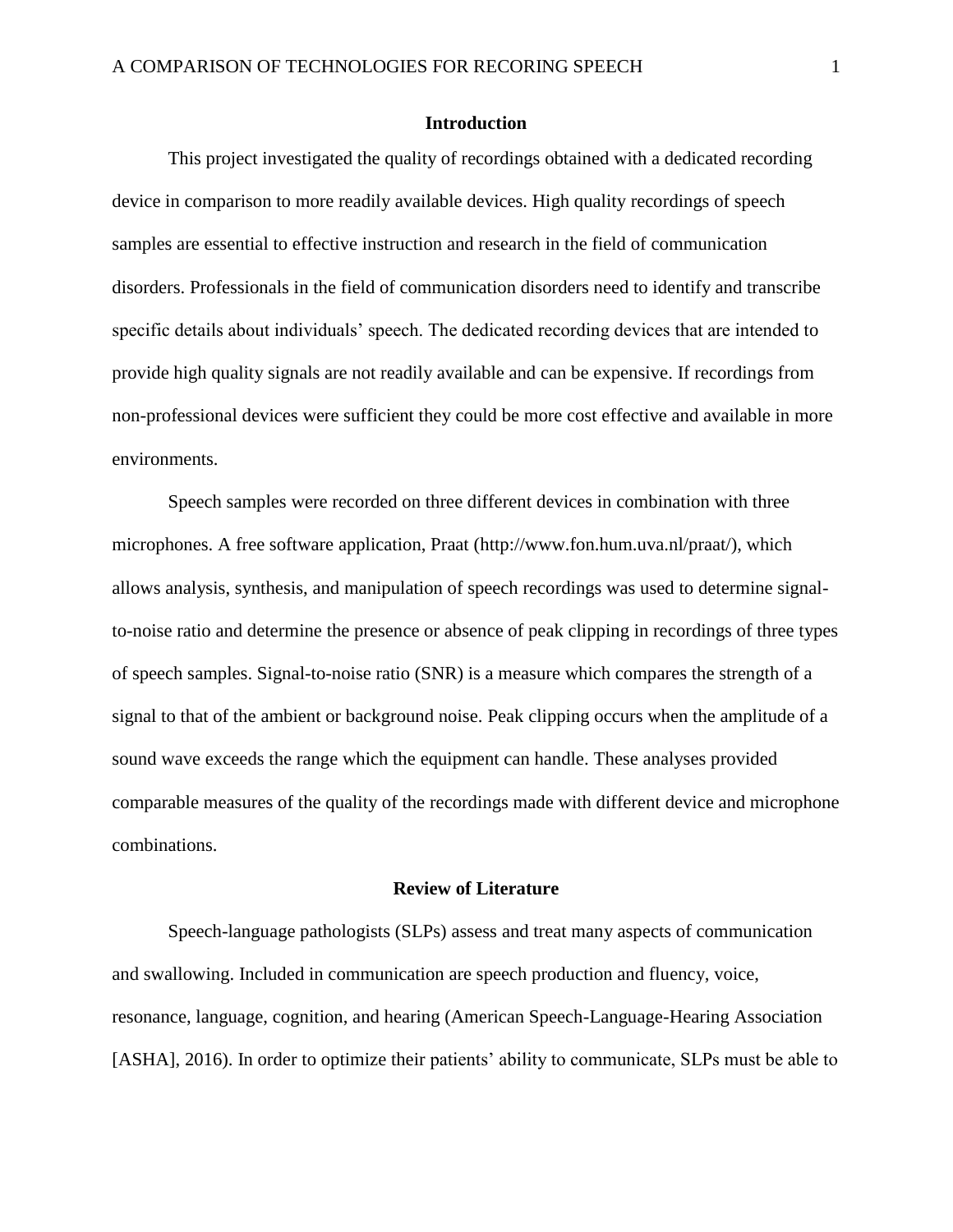## Introduction

This project investigated the quality of recordings obtained with a dedicated recording device in comparison to more readily available devices. High quality recordings of speech samples are essential to effective instruction and research in the field of communication disorders. Professionals in the field of communication disorders need to identify and transcribe specific details about individuals' speech. The dedicated recording devices that are intended to provide high quality signals are not readily available and can be expensive. If recordings from non-professional devices were sufficient they could be more cost effective and available in more environments.

Speech samples were recorded on three different devices in combination with three microphones. A free software application, Praat (http://www.fon.hum.uva.nl/praat/), which allows analysis, synthesis, and manipulation of speech recordings was used to determine signal-to-noise ratio and determine the presence or absence of peak clipping in recordings of three types of speech samples. Signal-to-noise ratio (SNR) is a measure which compares the strength of a signal to that of the ambient or background noise. Peak clipping occurs when the amplitude of a sound wave exceeds the range which the equipment can handle. These analyses provided comparable measures of the quality of the recordings made with different device and microphone combinations.

## Review of Literature

Speech-language pathologists (SLPs) assess and treat many aspects of communication and swallowing. Included in communication are speech production and fluency, voice, resonance, language, cognition, and hearing (American Speech-Language-Hearing Association [ASHA], 2016). In order to optimize their patients' ability to communicate, SLPs must be able to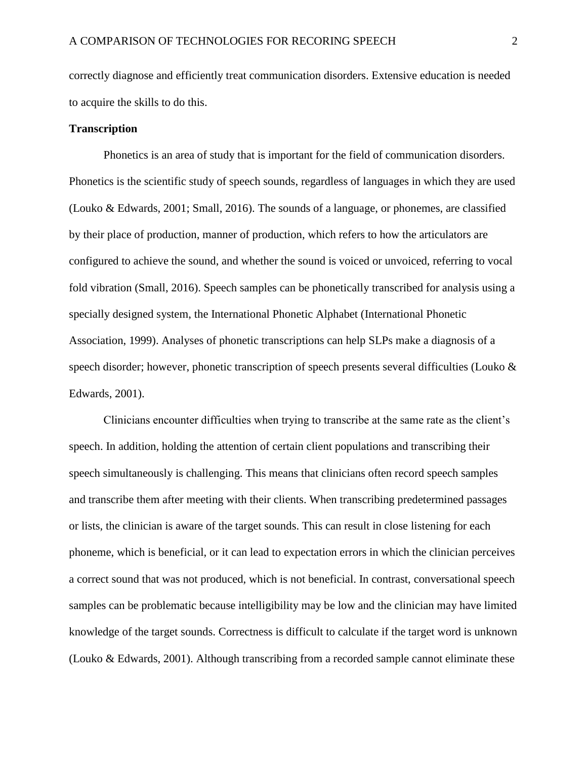correctly diagnose and efficiently treat communication disorders. Extensive education is needed to acquire the skills to do this.

**Transcription**

Phonetics is an area of study that is important for the field of communication disorders. Phonetics is the scientific study of speech sounds, regardless of languages in which they are used (Louko & Edwards, 2001; Small, 2016). The sounds of a language, or phonemes, are classified by their place of production, manner of production, which refers to how the articulators are configured to achieve the sound, and whether the sound is voiced or unvoiced, referring to vocal fold vibration (Small, 2016). Speech samples can be phonetically transcribed for analysis using a specially designed system, the International Phonetic Alphabet (International Phonetic Association, 1999). Analyses of phonetic transcriptions can help SLPs make a diagnosis of a speech disorder; however, phonetic transcription of speech presents several difficulties (Louko & Edwards, 2001).

Clinicians encounter difficulties when trying to transcribe at the same rate as the client's speech. In addition, holding the attention of certain client populations and transcribing their speech simultaneously is challenging. This means that clinicians often record speech samples and transcribe them after meeting with their clients. When transcribing predetermined passages or lists, the clinician is aware of the target sounds. This can result in close listening for each phoneme, which is beneficial, or it can lead to expectation errors in which the clinician perceives a correct sound that was not produced, which is not beneficial. In contrast, conversational speech samples can be problematic because intelligibility may be low and the clinician may have limited knowledge of the target sounds. Correctness is difficult to calculate if the target word is unknown (Louko & Edwards, 2001). Although transcribing from a recorded sample cannot eliminate these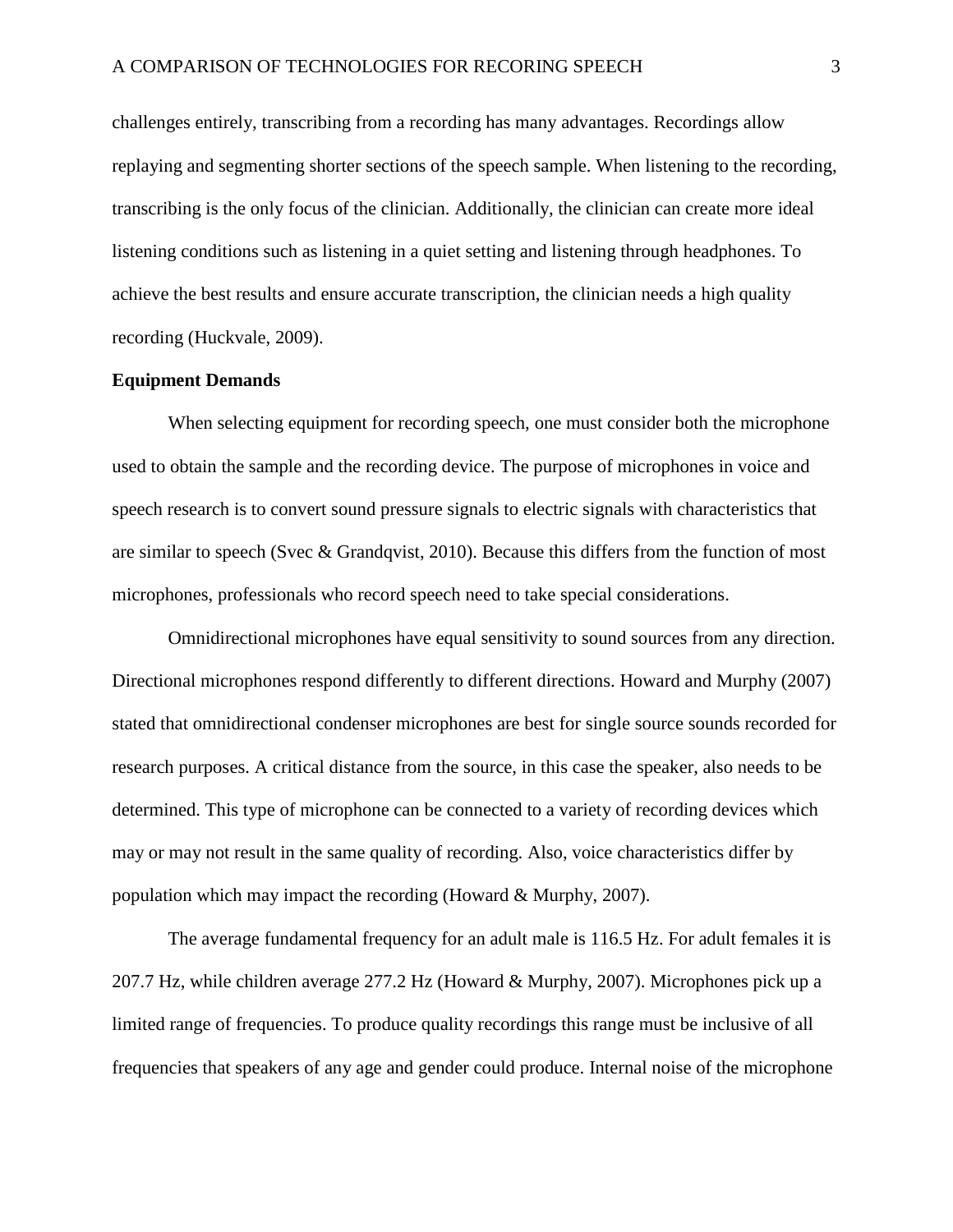challenges entirely, transcribing from a recording has many advantages. Recordings allow replaying and segmenting shorter sections of the speech sample. When listening to the recording, transcribing is the only focus of the clinician. Additionally, the clinician can create more ideal listening conditions such as listening in a quiet setting and listening through headphones. To achieve the best results and ensure accurate transcription, the clinician needs a high quality recording (Huckvale, 2009).

**Equipment Demands**

When selecting equipment for recording speech, one must consider both the microphone used to obtain the sample and the recording device. The purpose of microphones in voice and speech research is to convert sound pressure signals to electric signals with characteristics that are similar to speech (Svec & Grandqvist, 2010). Because this differs from the function of most microphones, professionals who record speech need to take special considerations.

Omnidirectional microphones have equal sensitivity to sound sources from any direction. Directional microphones respond differently to different directions. Howard and Murphy (2007) stated that omnidirectional condenser microphones are best for single source sounds recorded for research purposes. A critical distance from the source, in this case the speaker, also needs to be determined. This type of microphone can be connected to a variety of recording devices which may or may not result in the same quality of recording. Also, voice characteristics differ by population which may impact the recording (Howard & Murphy, 2007).

The average fundamental frequency for an adult male is 116.5 Hz. For adult females it is 207.7 Hz, while children average 277.2 Hz (Howard & Murphy, 2007). Microphones pick up a limited range of frequencies. To produce quality recordings this range must be inclusive of all frequencies that speakers of any age and gender could produce. Internal noise of the microphone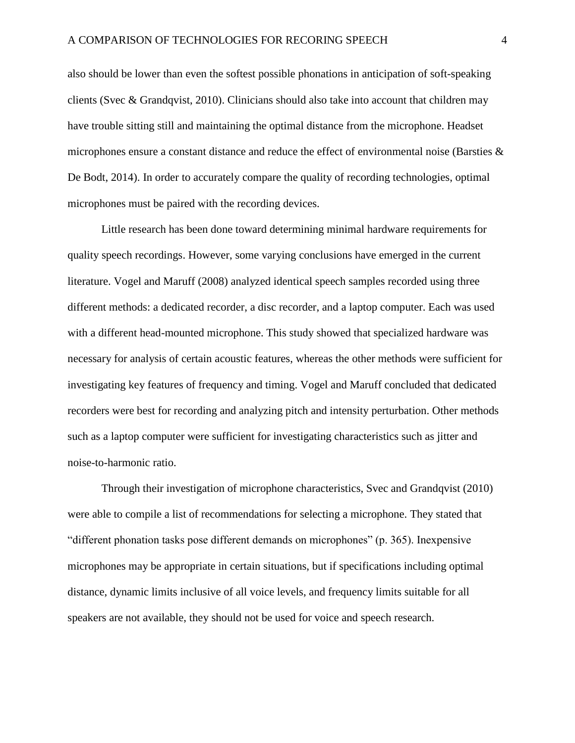also should be lower than even the softest possible phonations in anticipation of soft-speaking clients (Svec & Grandqvist, 2010). Clinicians should also take into account that children may have trouble sitting still and maintaining the optimal distance from the microphone. Headset microphones ensure a constant distance and reduce the effect of environmental noise (Barsties & De Bodt, 2014). In order to accurately compare the quality of recording technologies, optimal microphones must be paired with the recording devices.

Little research has been done toward determining minimal hardware requirements for quality speech recordings. However, some varying conclusions have emerged in the current literature. Vogel and Maruff (2008) analyzed identical speech samples recorded using three different methods: a dedicated recorder, a disc recorder, and a laptop computer. Each was used with a different head-mounted microphone. This study showed that specialized hardware was necessary for analysis of certain acoustic features, whereas the other methods were sufficient for investigating key features of frequency and timing. Vogel and Maruff concluded that dedicated recorders were best for recording and analyzing pitch and intensity perturbation. Other methods such as a laptop computer were sufficient for investigating characteristics such as jitter and noise-to-harmonic ratio.

Through their investigation of microphone characteristics, Svec and Grandqvist (2010) were able to compile a list of recommendations for selecting a microphone. They stated that "different phonation tasks pose different demands on microphones" (p. 365). Inexpensive microphones may be appropriate in certain situations, but if specifications including optimal distance, dynamic limits inclusive of all voice levels, and frequency limits suitable for all speakers are not available, they should not be used for voice and speech research.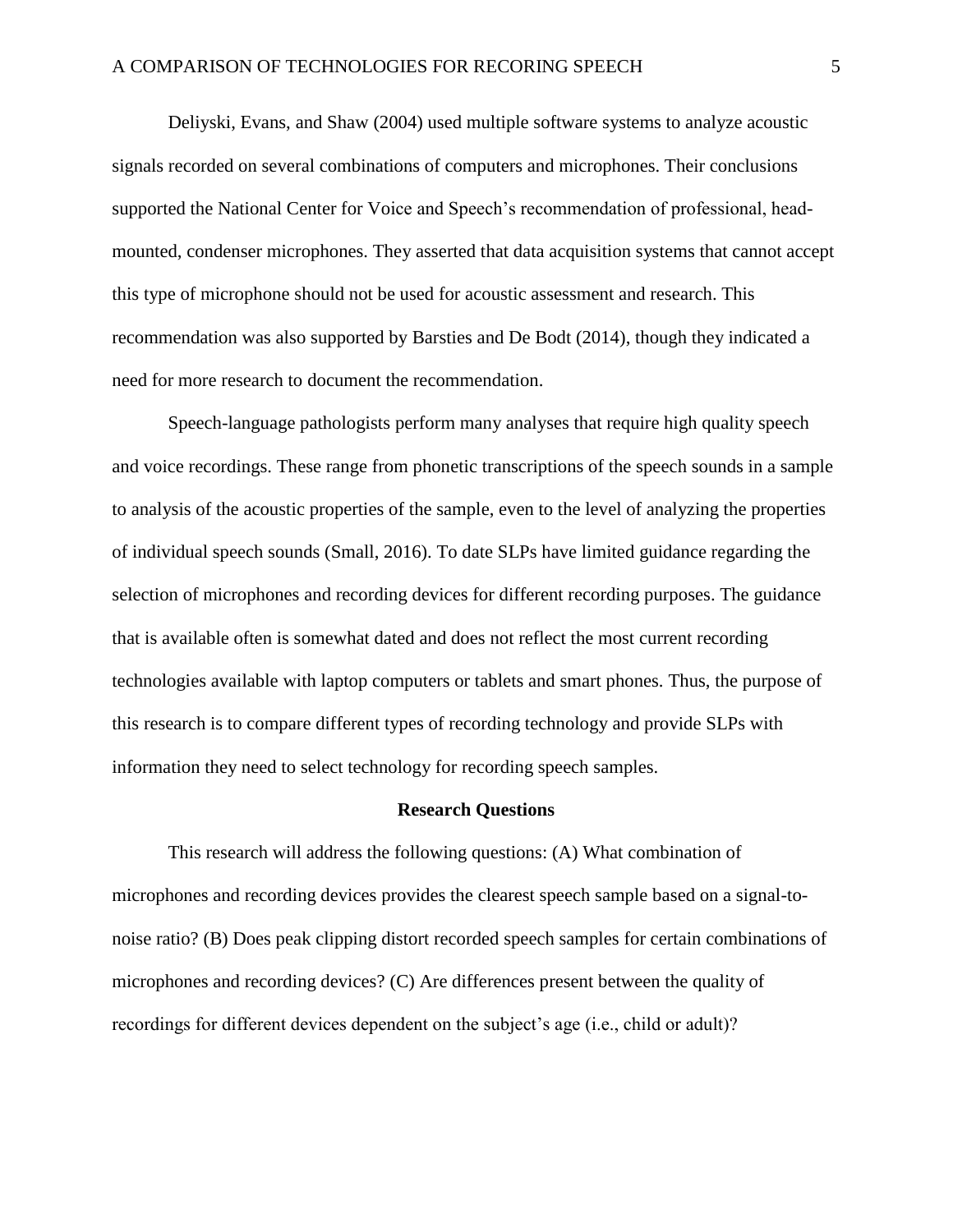Deliyski, Evans, and Shaw (2004) used multiple software systems to analyze acoustic signals recorded on several combinations of computers and microphones. Their conclusions supported the National Center for Voice and Speech's recommendation of professional, head-mounted, condenser microphones. They asserted that data acquisition systems that cannot accept this type of microphone should not be used for acoustic assessment and research. This recommendation was also supported by Barsties and De Bodt (2014), though they indicated a need for more research to document the recommendation.

Speech-language pathologists perform many analyses that require high quality speech and voice recordings. These range from phonetic transcriptions of the speech sounds in a sample to analysis of the acoustic properties of the sample, even to the level of analyzing the properties of individual speech sounds (Small, 2016). To date SLPs have limited guidance regarding the selection of microphones and recording devices for different recording purposes. The guidance that is available often is somewhat dated and does not reflect the most current recording technologies available with laptop computers or tablets and smart phones. Thus, the purpose of this research is to compare different types of recording technology and provide SLPs with information they need to select technology for recording speech samples.

## Research Questions

This research will address the following questions: (A) What combination of microphones and recording devices provides the clearest speech sample based on a signal-to-noise ratio? (B) Does peak clipping distort recorded speech samples for certain combinations of microphones and recording devices? (C) Are differences present between the quality of recordings for different devices dependent on the subject's age (i.e., child or adult)?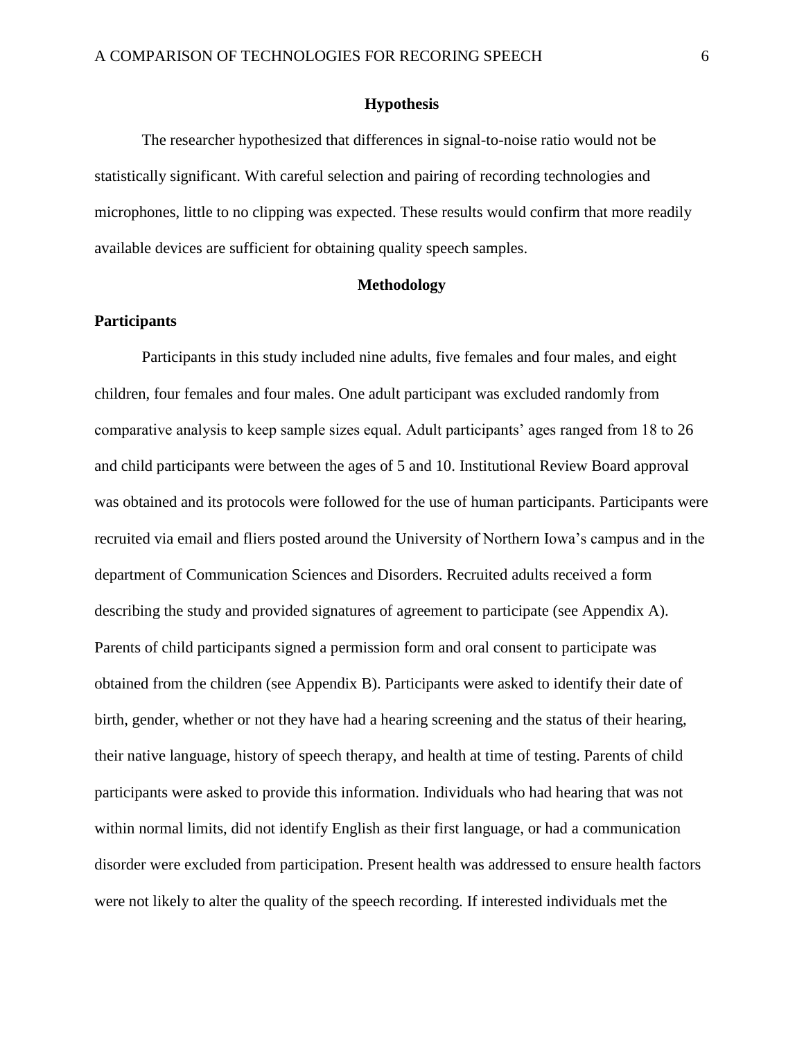## Hypothesis

The researcher hypothesized that differences in signal-to-noise ratio would not be statistically significant. With careful selection and pairing of recording technologies and microphones, little to no clipping was expected. These results would confirm that more readily available devices are sufficient for obtaining quality speech samples.

## Methodology

### Participants

Participants in this study included nine adults, five females and four males, and eight children, four females and four males. One adult participant was excluded randomly from comparative analysis to keep sample sizes equal. Adult participants' ages ranged from 18 to 26 and child participants were between the ages of 5 and 10. Institutional Review Board approval was obtained and its protocols were followed for the use of human participants. Participants were recruited via email and fliers posted around the University of Northern Iowa's campus and in the department of Communication Sciences and Disorders. Recruited adults received a form describing the study and provided signatures of agreement to participate (see Appendix A). Parents of child participants signed a permission form and oral consent to participate was obtained from the children (see Appendix B). Participants were asked to identify their date of birth, gender, whether or not they have had a hearing screening and the status of their hearing, their native language, history of speech therapy, and health at time of testing. Parents of child participants were asked to provide this information. Individuals who had hearing that was not within normal limits, did not identify English as their first language, or had a communication disorder were excluded from participation. Present health was addressed to ensure health factors were not likely to alter the quality of the speech recording. If interested individuals met the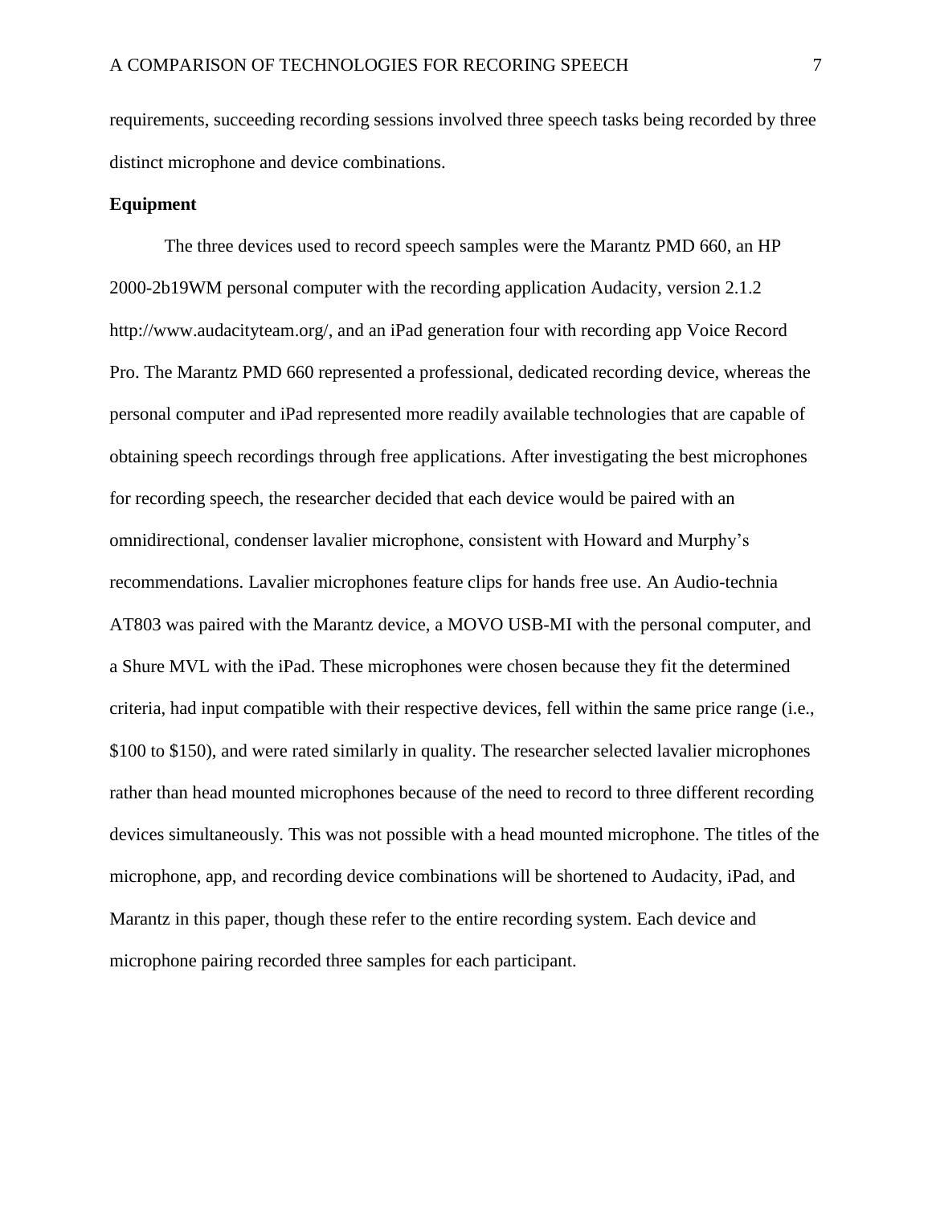requirements, succeeding recording sessions involved three speech tasks being recorded by three distinct microphone and device combinations.

**Equipment**

The three devices used to record speech samples were the Marantz PMD 660, an HP 2000-2b19WM personal computer with the recording application Audacity, version 2.1.2 http://www.audacityteam.org/, and an iPad generation four with recording app Voice Record Pro. The Marantz PMD 660 represented a professional, dedicated recording device, whereas the personal computer and iPad represented more readily available technologies that are capable of obtaining speech recordings through free applications. After investigating the best microphones for recording speech, the researcher decided that each device would be paired with an omnidirectional, condenser lavalier microphone, consistent with Howard and Murphy's recommendations. Lavalier microphones feature clips for hands free use. An Audio-technia AT803 was paired with the Marantz device, a MOVO USB-MI with the personal computer, and a Shure MVL with the iPad. These microphones were chosen because they fit the determined criteria, had input compatible with their respective devices, fell within the same price range (i.e., $100 to $150), and were rated similarly in quality. The researcher selected lavalier microphones rather than head mounted microphones because of the need to record to three different recording devices simultaneously. This was not possible with a head mounted microphone. The titles of the microphone, app, and recording device combinations will be shortened to Audacity, iPad, and Marantz in this paper, though these refer to the entire recording system. Each device and microphone pairing recorded three samples for each participant.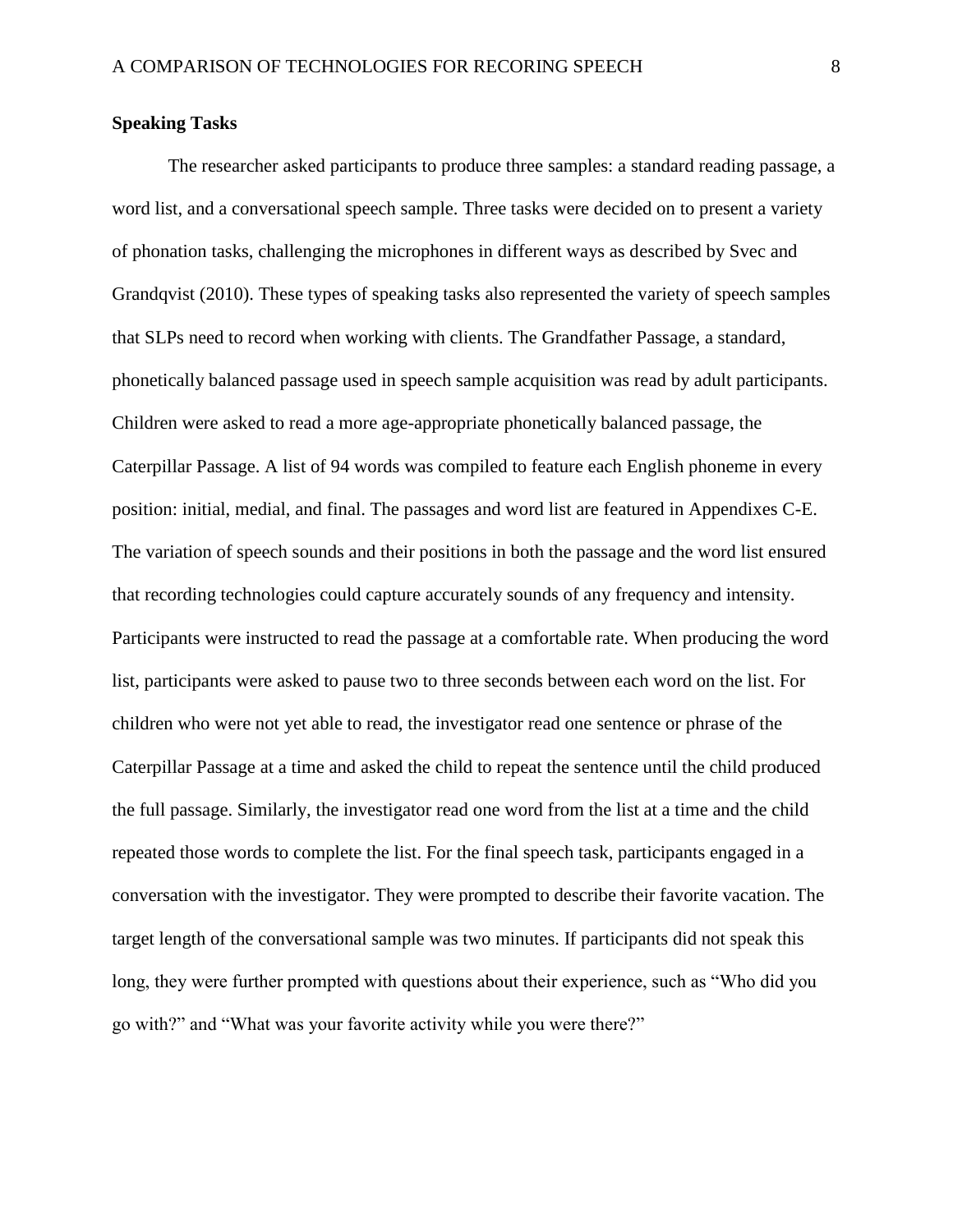**Speaking Tasks**

The researcher asked participants to produce three samples: a standard reading passage, a word list, and a conversational speech sample. Three tasks were decided on to present a variety of phonation tasks, challenging the microphones in different ways as described by Svec and Grandqvist (2010). These types of speaking tasks also represented the variety of speech samples that SLPs need to record when working with clients. The Grandfather Passage, a standard, phonetically balanced passage used in speech sample acquisition was read by adult participants. Children were asked to read a more age-appropriate phonetically balanced passage, the Caterpillar Passage. A list of 94 words was compiled to feature each English phoneme in every position: initial, medial, and final. The passages and word list are featured in Appendixes C-E. The variation of speech sounds and their positions in both the passage and the word list ensured that recording technologies could capture accurately sounds of any frequency and intensity. Participants were instructed to read the passage at a comfortable rate. When producing the word list, participants were asked to pause two to three seconds between each word on the list. For children who were not yet able to read, the investigator read one sentence or phrase of the Caterpillar Passage at a time and asked the child to repeat the sentence until the child produced the full passage. Similarly, the investigator read one word from the list at a time and the child repeated those words to complete the list. For the final speech task, participants engaged in a conversation with the investigator. They were prompted to describe their favorite vacation. The target length of the conversational sample was two minutes. If participants did not speak this long, they were further prompted with questions about their experience, such as "Who did you go with?" and "What was your favorite activity while you were there?"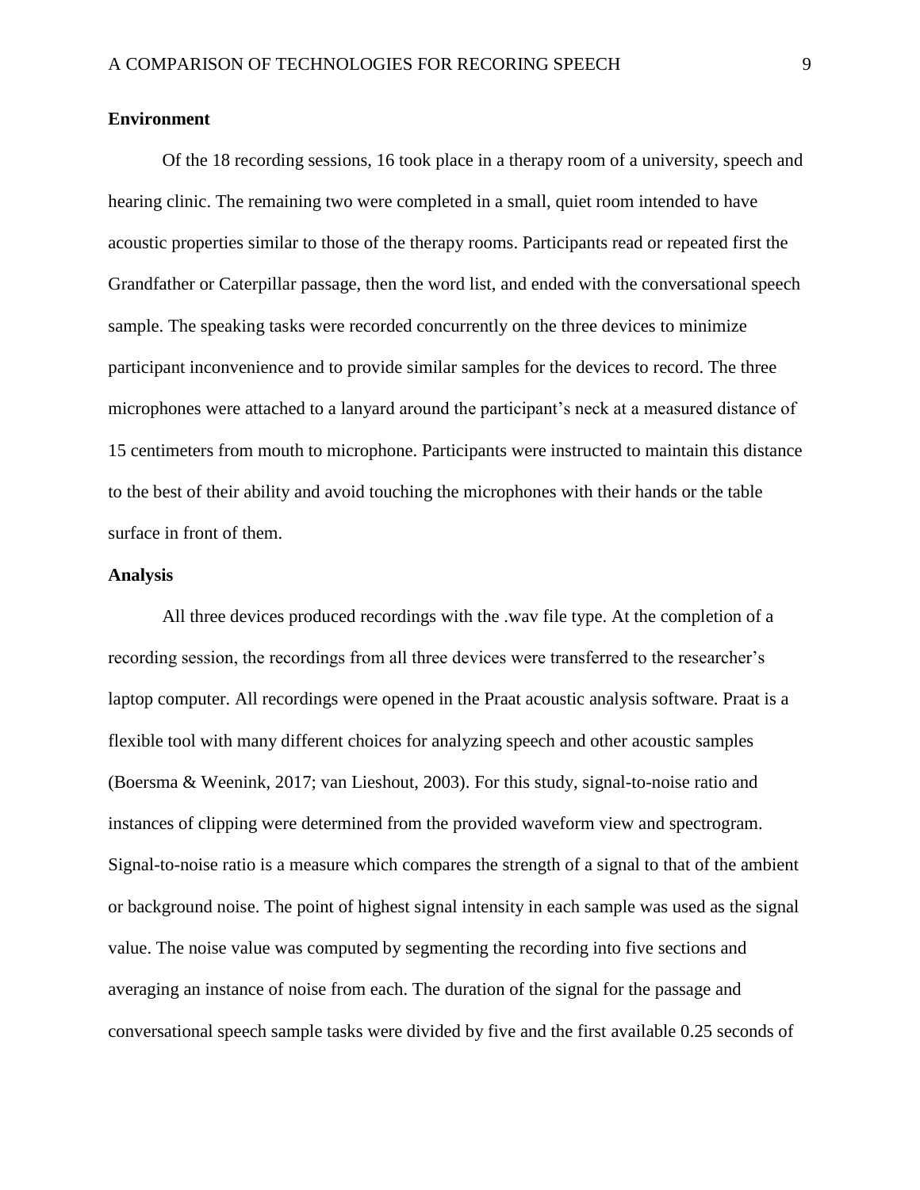## Environment

Of the 18 recording sessions, 16 took place in a therapy room of a university, speech and hearing clinic. The remaining two were completed in a small, quiet room intended to have acoustic properties similar to those of the therapy rooms. Participants read or repeated first the Grandfather or Caterpillar passage, then the word list, and ended with the conversational speech sample. The speaking tasks were recorded concurrently on the three devices to minimize participant inconvenience and to provide similar samples for the devices to record. The three microphones were attached to a lanyard around the participant's neck at a measured distance of 15 centimeters from mouth to microphone. Participants were instructed to maintain this distance to the best of their ability and avoid touching the microphones with their hands or the table surface in front of them.

## Analysis

All three devices produced recordings with the .wav file type. At the completion of a recording session, the recordings from all three devices were transferred to the researcher's laptop computer. All recordings were opened in the Praat acoustic analysis software. Praat is a flexible tool with many different choices for analyzing speech and other acoustic samples (Boersma & Weenink, 2017; van Lieshout, 2003). For this study, signal-to-noise ratio and instances of clipping were determined from the provided waveform view and spectrogram. Signal-to-noise ratio is a measure which compares the strength of a signal to that of the ambient or background noise. The point of highest signal intensity in each sample was used as the signal value. The noise value was computed by segmenting the recording into five sections and averaging an instance of noise from each. The duration of the signal for the passage and conversational speech sample tasks were divided by five and the first available 0.25 seconds of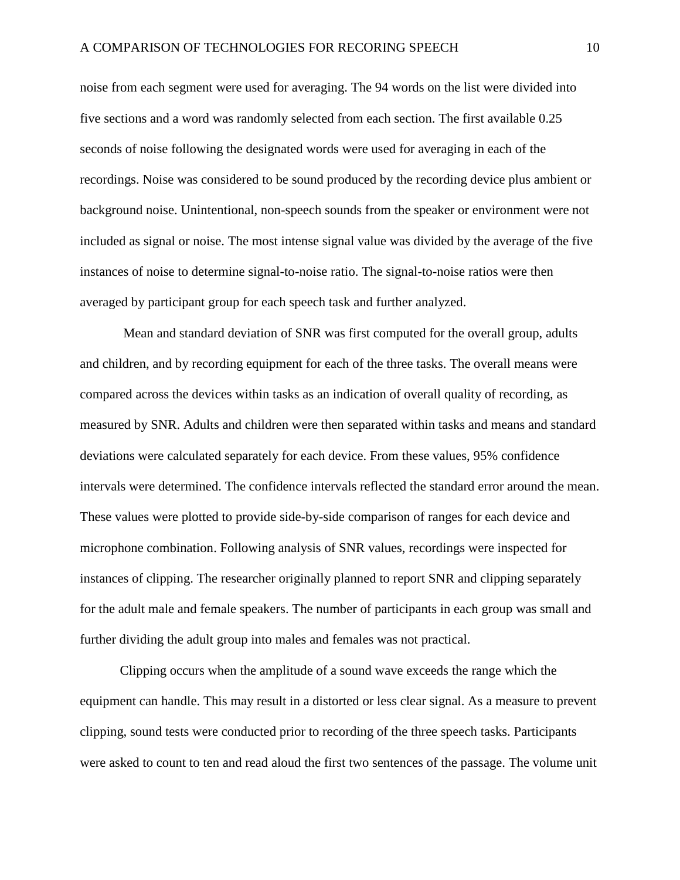noise from each segment were used for averaging. The 94 words on the list were divided into five sections and a word was randomly selected from each section. The first available 0.25 seconds of noise following the designated words were used for averaging in each of the recordings. Noise was considered to be sound produced by the recording device plus ambient or background noise. Unintentional, non-speech sounds from the speaker or environment were not included as signal or noise. The most intense signal value was divided by the average of the five instances of noise to determine signal-to-noise ratio. The signal-to-noise ratios were then averaged by participant group for each speech task and further analyzed.

Mean and standard deviation of SNR was first computed for the overall group, adults and children, and by recording equipment for each of the three tasks. The overall means were compared across the devices within tasks as an indication of overall quality of recording, as measured by SNR. Adults and children were then separated within tasks and means and standard deviations were calculated separately for each device. From these values, 95% confidence intervals were determined. The confidence intervals reflected the standard error around the mean. These values were plotted to provide side-by-side comparison of ranges for each device and microphone combination. Following analysis of SNR values, recordings were inspected for instances of clipping. The researcher originally planned to report SNR and clipping separately for the adult male and female speakers. The number of participants in each group was small and further dividing the adult group into males and females was not practical.

Clipping occurs when the amplitude of a sound wave exceeds the range which the equipment can handle. This may result in a distorted or less clear signal. As a measure to prevent clipping, sound tests were conducted prior to recording of the three speech tasks. Participants were asked to count to ten and read aloud the first two sentences of the passage. The volume unit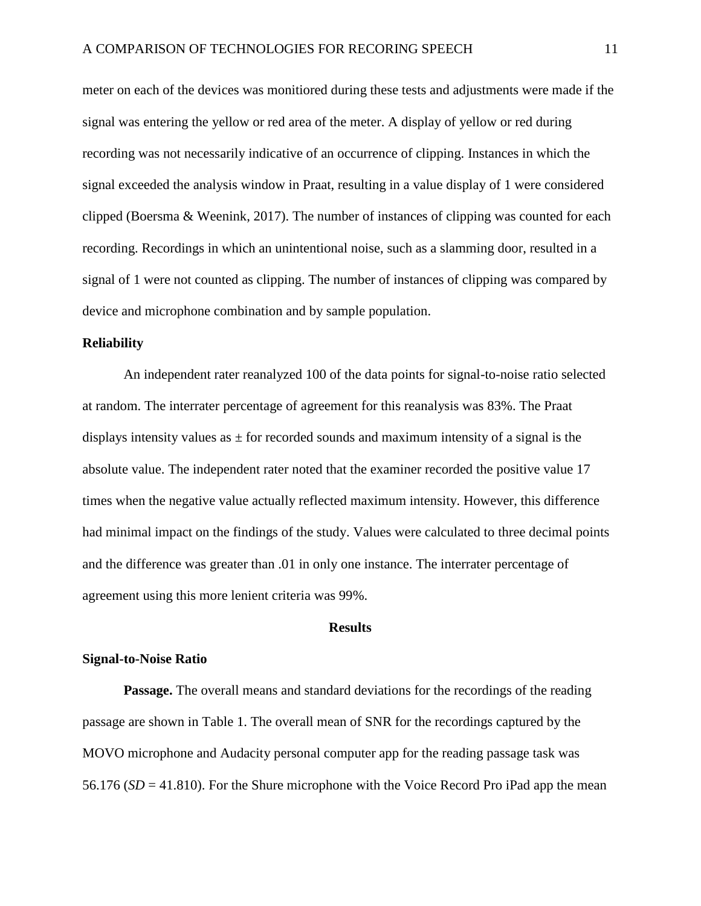meter on each of the devices was monitiored during these tests and adjustments were made if the signal was entering the yellow or red area of the meter. A display of yellow or red during recording was not necessarily indicative of an occurrence of clipping. Instances in which the signal exceeded the analysis window in Praat, resulting in a value display of 1 were considered clipped (Boersma & Weenink, 2017). The number of instances of clipping was counted for each recording. Recordings in which an unintentional noise, such as a slamming door, resulted in a signal of 1 were not counted as clipping. The number of instances of clipping was compared by device and microphone combination and by sample population.

### Reliability

An independent rater reanalyzed 100 of the data points for signal-to-noise ratio selected at random. The interrater percentage of agreement for this reanalysis was 83%. The Praat displays intensity values as ± for recorded sounds and maximum intensity of a signal is the absolute value. The independent rater noted that the examiner recorded the positive value 17 times when the negative value actually reflected maximum intensity. However, this difference had minimal impact on the findings of the study. Values were calculated to three decimal points and the difference was greater than .01 in only one instance. The interrater percentage of agreement using this more lenient criteria was 99%.

## Results

### Signal-to-Noise Ratio

**Passage.** The overall means and standard deviations for the recordings of the reading passage are shown in Table 1. The overall mean of SNR for the recordings captured by the MOVO microphone and Audacity personal computer app for the reading passage task was 56.176 (*SD* = 41.810). For the Shure microphone with the Voice Record Pro iPad app the mean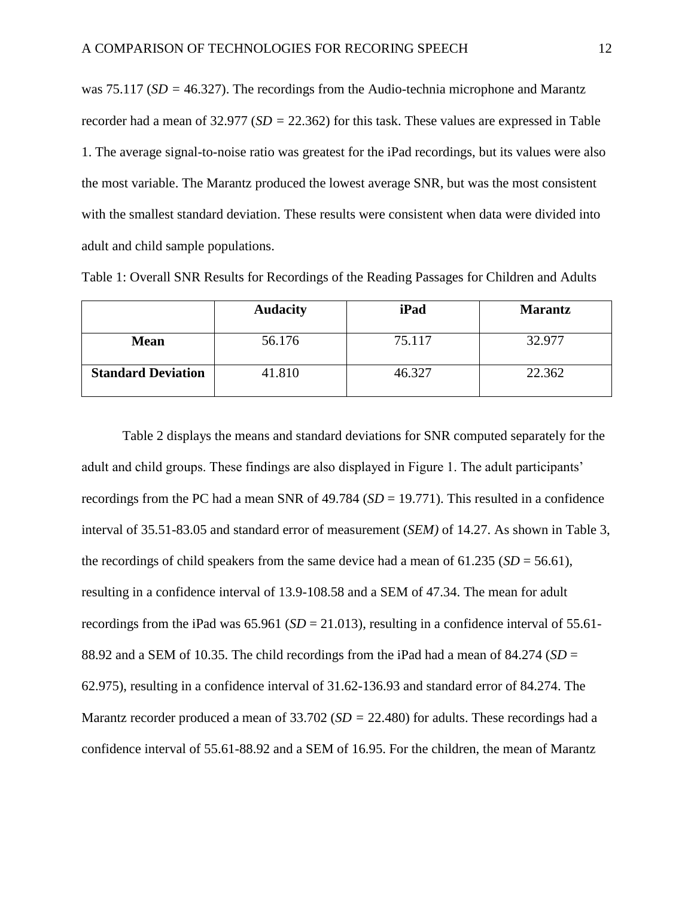was 75.117 (*SD =* 46.327). The recordings from the Audio-technia microphone and Marantz recorder had a mean of 32.977 (*SD =* 22.362) for this task. These values are expressed in Table 1. The average signal-to-noise ratio was greatest for the iPad recordings, but its values were also the most variable. The Marantz produced the lowest average SNR, but was the most consistent with the smallest standard deviation. These results were consistent when data were divided into adult and child sample populations.

Table 1: Overall SNR Results for Recordings of the Reading Passages for Children and Adults

| | **Audacity** | **iPad** | **Marantz** |
|---|---|---|---|
| **Mean** | 56.176 | 75.117 | 32.977 |
| **Standard Deviation** | 41.810 | 46.327 | 22.362 |

Table 2 displays the means and standard deviations for SNR computed separately for the adult and child groups. These findings are also displayed in Figure 1. The adult participants' recordings from the PC had a mean SNR of 49.784 (*SD* = 19.771). This resulted in a confidence interval of 35.51-83.05 and standard error of measurement (*SEM)* of 14.27. As shown in Table 3, the recordings of child speakers from the same device had a mean of 61.235 (*SD* = 56.61), resulting in a confidence interval of 13.9-108.58 and a SEM of 47.34. The mean for adult recordings from the iPad was 65.961 (*SD* = 21.013), resulting in a confidence interval of 55.61-88.92 and a SEM of 10.35. The child recordings from the iPad had a mean of 84.274 (*SD* = 62.975), resulting in a confidence interval of 31.62-136.93 and standard error of 84.274. The Marantz recorder produced a mean of 33.702 (*SD =* 22.480) for adults. These recordings had a confidence interval of 55.61-88.92 and a SEM of 16.95. For the children, the mean of Marantz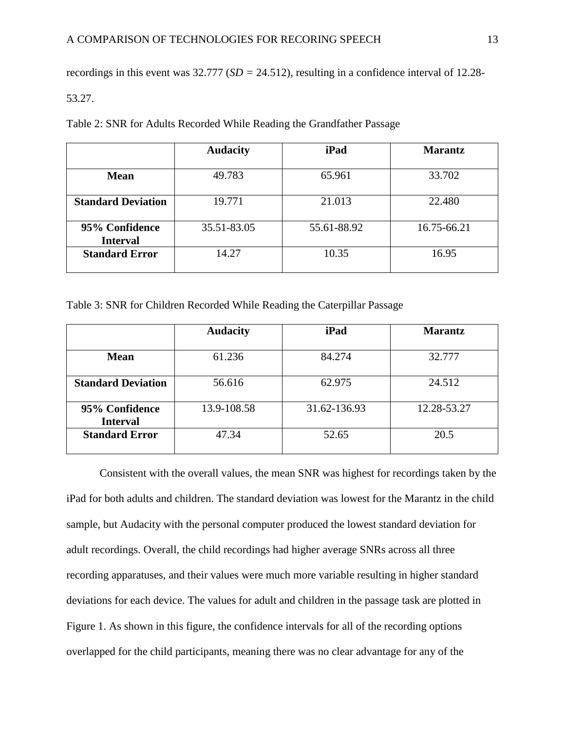recordings in this event was 32.777 (*SD* = 24.512), resulting in a confidence interval of 12.28-53.27.

Table 2: SNR for Adults Recorded While Reading the Grandfather Passage

| | **Audacity** | **iPad** | **Marantz** |
|---|---|---|---|
| **Mean** | 49.783 | 65.961 | 33.702 |
| **Standard Deviation** | 19.771 | 21.013 | 22.480 |
| **95% Confidence Interval** | 35.51-83.05 | 55.61-88.92 | 16.75-66.21 |
| **Standard Error** | 14.27 | 10.35 | 16.95 |

Table 3: SNR for Children Recorded While Reading the Caterpillar Passage

| | **Audacity** | **iPad** | **Marantz** |
|---|---|---|---|
| **Mean** | 61.236 | 84.274 | 32.777 |
| **Standard Deviation** | 56.616 | 62.975 | 24.512 |
| **95% Confidence Interval** | 13.9-108.58 | 31.62-136.93 | 12.28-53.27 |
| **Standard Error** | 47.34 | 52.65 | 20.5 |

Consistent with the overall values, the mean SNR was highest for recordings taken by the iPad for both adults and children. The standard deviation was lowest for the Marantz in the child sample, but Audacity with the personal computer produced the lowest standard deviation for adult recordings. Overall, the child recordings had higher average SNRs across all three recording apparatuses, and their values were much more variable resulting in higher standard deviations for each device. The values for adult and children in the passage task are plotted in Figure 1. As shown in this figure, the confidence intervals for all of the recording options overlapped for the child participants, meaning there was no clear advantage for any of the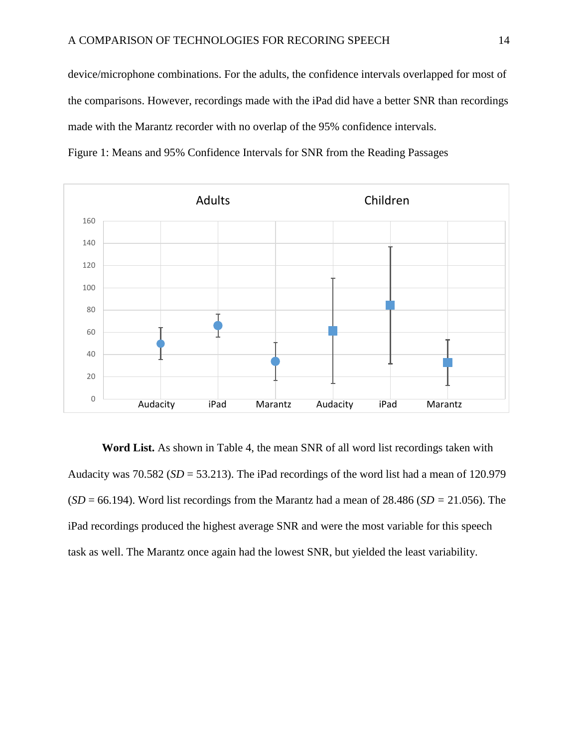device/microphone combinations. For the adults, the confidence intervals overlapped for most of the comparisons. However, recordings made with the iPad did have a better SNR than recordings made with the Marantz recorder with no overlap of the 95% confidence intervals.

Figure 1: Means and 95% Confidence Intervals for SNR from the Reading Passages

**Word List.** As shown in Table 4, the mean SNR of all word list recordings taken with Audacity was 70.582 (*SD* = 53.213). The iPad recordings of the word list had a mean of 120.979 (*SD* = 66.194). Word list recordings from the Marantz had a mean of 28.486 (*SD* = 21.056). The iPad recordings produced the highest average SNR and were the most variable for this speech task as well. The Marantz once again had the lowest SNR, but yielded the least variability.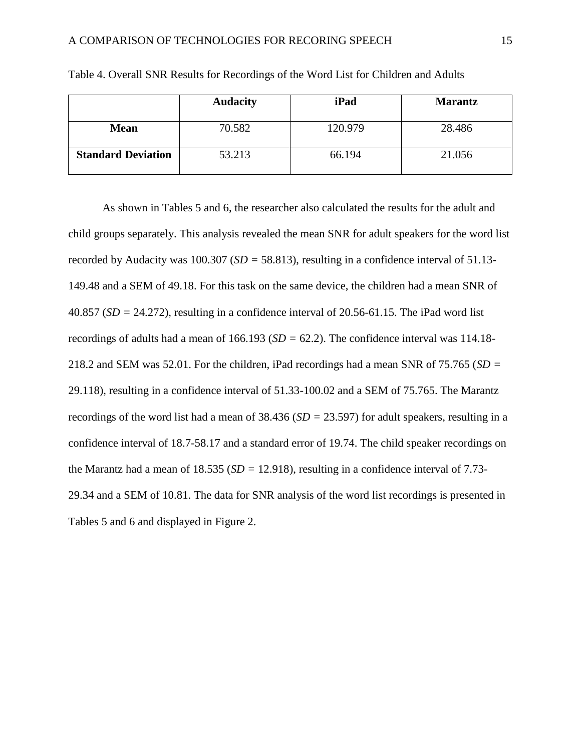Table 4. Overall SNR Results for Recordings of the Word List for Children and Adults

| | **Audacity** | **iPad** | **Marantz** |
|---|---|---|---|
| **Mean** | 70.582 | 120.979 | 28.486 |
| **Standard Deviation** | 53.213 | 66.194 | 21.056 |

As shown in Tables 5 and 6, the researcher also calculated the results for the adult and child groups separately. This analysis revealed the mean SNR for adult speakers for the word list recorded by Audacity was 100.307 (*SD =* 58.813), resulting in a confidence interval of 51.13-149.48 and a SEM of 49.18. For this task on the same device, the children had a mean SNR of 40.857 (*SD =* 24.272), resulting in a confidence interval of 20.56-61.15. The iPad word list recordings of adults had a mean of 166.193 (*SD =* 62.2). The confidence interval was 114.18-218.2 and SEM was 52.01. For the children, iPad recordings had a mean SNR of 75.765 (*SD =* 29.118), resulting in a confidence interval of 51.33-100.02 and a SEM of 75.765. The Marantz recordings of the word list had a mean of 38.436 (*SD =* 23.597) for adult speakers, resulting in a confidence interval of 18.7-58.17 and a standard error of 19.74. The child speaker recordings on the Marantz had a mean of 18.535 (*SD =* 12.918), resulting in a confidence interval of 7.73-29.34 and a SEM of 10.81. The data for SNR analysis of the word list recordings is presented in Tables 5 and 6 and displayed in Figure 2.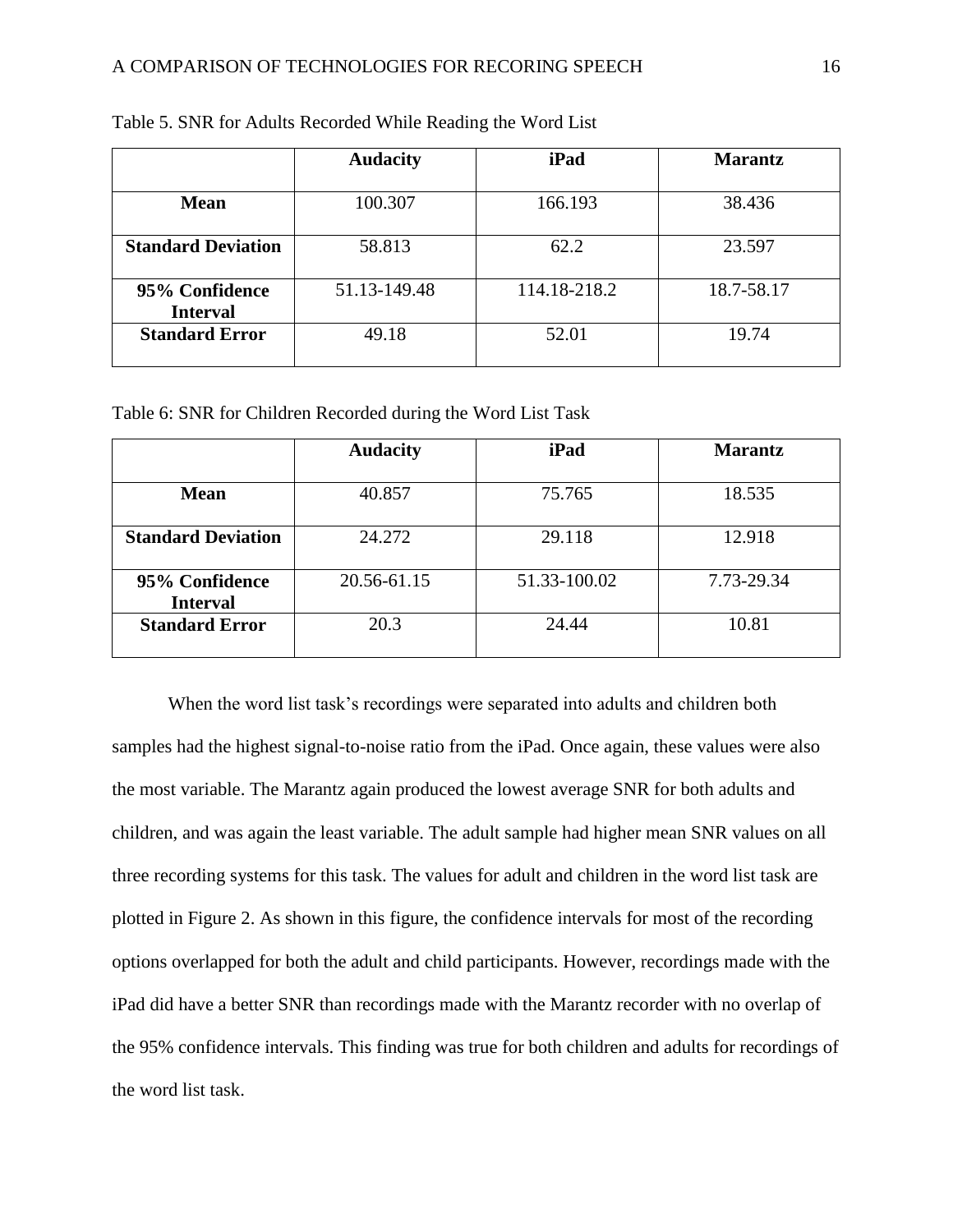Table 5. SNR for Adults Recorded While Reading the Word List

| | **Audacity** | **iPad** | **Marantz** |
|---|---|---|---|
| **Mean** | 100.307 | 166.193 | 38.436 |
| **Standard Deviation** | 58.813 | 62.2 | 23.597 |
| **95% Confidence Interval** | 51.13-149.48 | 114.18-218.2 | 18.7-58.17 |
| **Standard Error** | 49.18 | 52.01 | 19.74 |

Table 6: SNR for Children Recorded during the Word List Task

| | **Audacity** | **iPad** | **Marantz** |
|---|---|---|---|
| **Mean** | 40.857 | 75.765 | 18.535 |
| **Standard Deviation** | 24.272 | 29.118 | 12.918 |
| **95% Confidence Interval** | 20.56-61.15 | 51.33-100.02 | 7.73-29.34 |
| **Standard Error** | 20.3 | 24.44 | 10.81 |

When the word list task's recordings were separated into adults and children both samples had the highest signal-to-noise ratio from the iPad. Once again, these values were also the most variable. The Marantz again produced the lowest average SNR for both adults and children, and was again the least variable. The adult sample had higher mean SNR values on all three recording systems for this task. The values for adult and children in the word list task are plotted in Figure 2. As shown in this figure, the confidence intervals for most of the recording options overlapped for both the adult and child participants. However, recordings made with the iPad did have a better SNR than recordings made with the Marantz recorder with no overlap of the 95% confidence intervals. This finding was true for both children and adults for recordings of the word list task.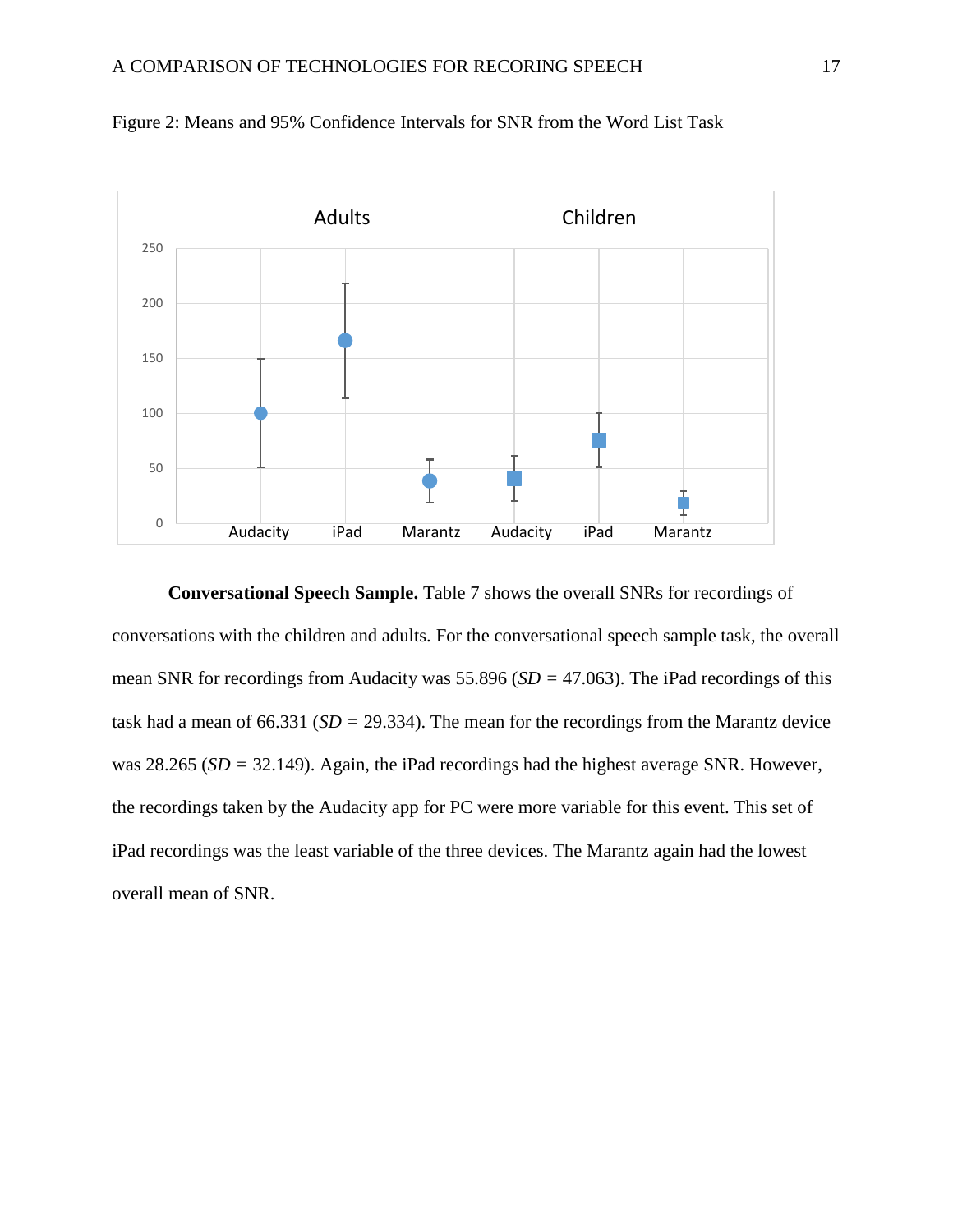Figure 2: Means and 95% Confidence Intervals for SNR from the Word List Task

**Conversational Speech Sample.** Table 7 shows the overall SNRs for recordings of conversations with the children and adults. For the conversational speech sample task, the overall mean SNR for recordings from Audacity was 55.896 (*SD* = 47.063). The iPad recordings of this task had a mean of 66.331 (*SD* = 29.334). The mean for the recordings from the Marantz device was 28.265 (*SD* = 32.149). Again, the iPad recordings had the highest average SNR. However, the recordings taken by the Audacity app for PC were more variable for this event. This set of iPad recordings was the least variable of the three devices. The Marantz again had the lowest overall mean of SNR.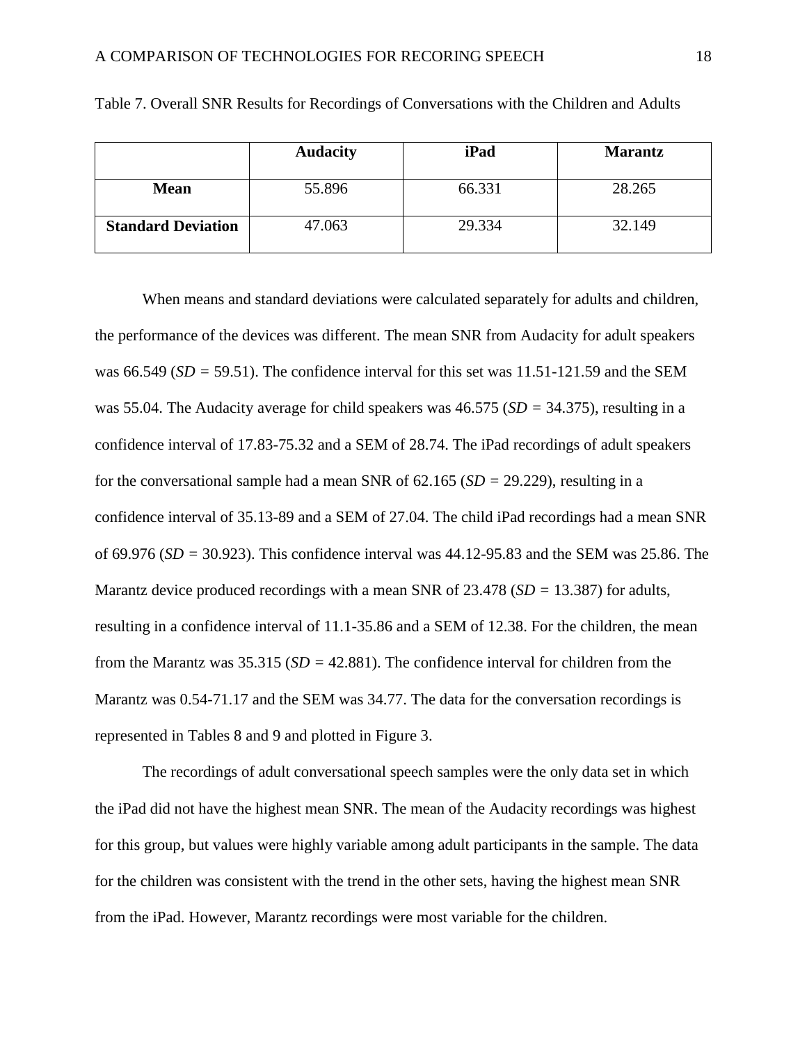Table 7. Overall SNR Results for Recordings of Conversations with the Children and Adults

| | **Audacity** | **iPad** | **Marantz** |
|---|---|---|---|
| **Mean** | 55.896 | 66.331 | 28.265 |
| **Standard Deviation** | 47.063 | 29.334 | 32.149 |

When means and standard deviations were calculated separately for adults and children, the performance of the devices was different. The mean SNR from Audacity for adult speakers was 66.549 (*SD* = 59.51). The confidence interval for this set was 11.51-121.59 and the SEM was 55.04. The Audacity average for child speakers was 46.575 (*SD* = 34.375), resulting in a confidence interval of 17.83-75.32 and a SEM of 28.74. The iPad recordings of adult speakers for the conversational sample had a mean SNR of 62.165 (*SD* = 29.229), resulting in a confidence interval of 35.13-89 and a SEM of 27.04. The child iPad recordings had a mean SNR of 69.976 (*SD* = 30.923). This confidence interval was 44.12-95.83 and the SEM was 25.86. The Marantz device produced recordings with a mean SNR of 23.478 (*SD* = 13.387) for adults, resulting in a confidence interval of 11.1-35.86 and a SEM of 12.38. For the children, the mean from the Marantz was 35.315 (*SD* = 42.881). The confidence interval for children from the Marantz was 0.54-71.17 and the SEM was 34.77. The data for the conversation recordings is represented in Tables 8 and 9 and plotted in Figure 3.

The recordings of adult conversational speech samples were the only data set in which the iPad did not have the highest mean SNR. The mean of the Audacity recordings was highest for this group, but values were highly variable among adult participants in the sample. The data for the children was consistent with the trend in the other sets, having the highest mean SNR from the iPad. However, Marantz recordings were most variable for the children.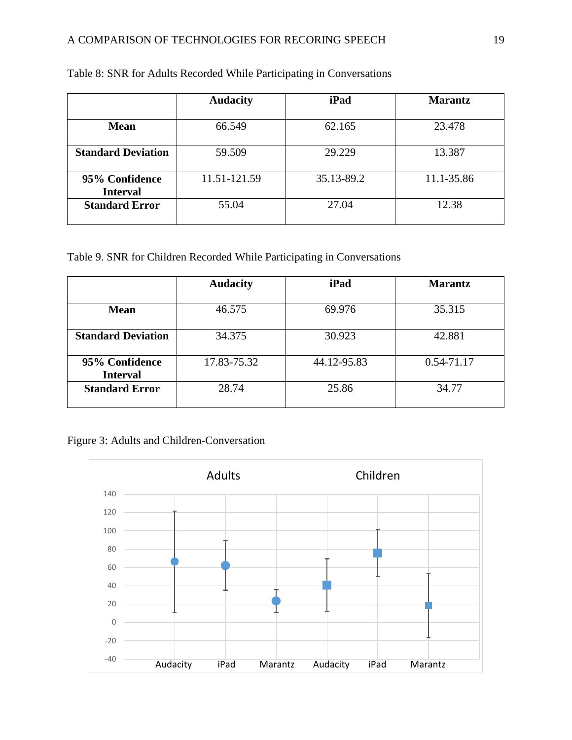Table 8: SNR for Adults Recorded While Participating in Conversations

| | **Audacity** | **iPad** | **Marantz** |
|---|---|---|---|
| **Mean** | 66.549 | 62.165 | 23.478 |
| **Standard Deviation** | 59.509 | 29.229 | 13.387 |
| **95% Confidence Interval** | 11.51-121.59 | 35.13-89.2 | 11.1-35.86 |
| **Standard Error** | 55.04 | 27.04 | 12.38 |

Table 9. SNR for Children Recorded While Participating in Conversations

| | **Audacity** | **iPad** | **Marantz** |
|---|---|---|---|
| **Mean** | 46.575 | 69.976 | 35.315 |
| **Standard Deviation** | 34.375 | 30.923 | 42.881 |
| **95% Confidence Interval** | 17.83-75.32 | 44.12-95.83 | 0.54-71.17 |
| **Standard Error** | 28.74 | 25.86 | 34.77 |

Figure 3: Adults and Children-Conversation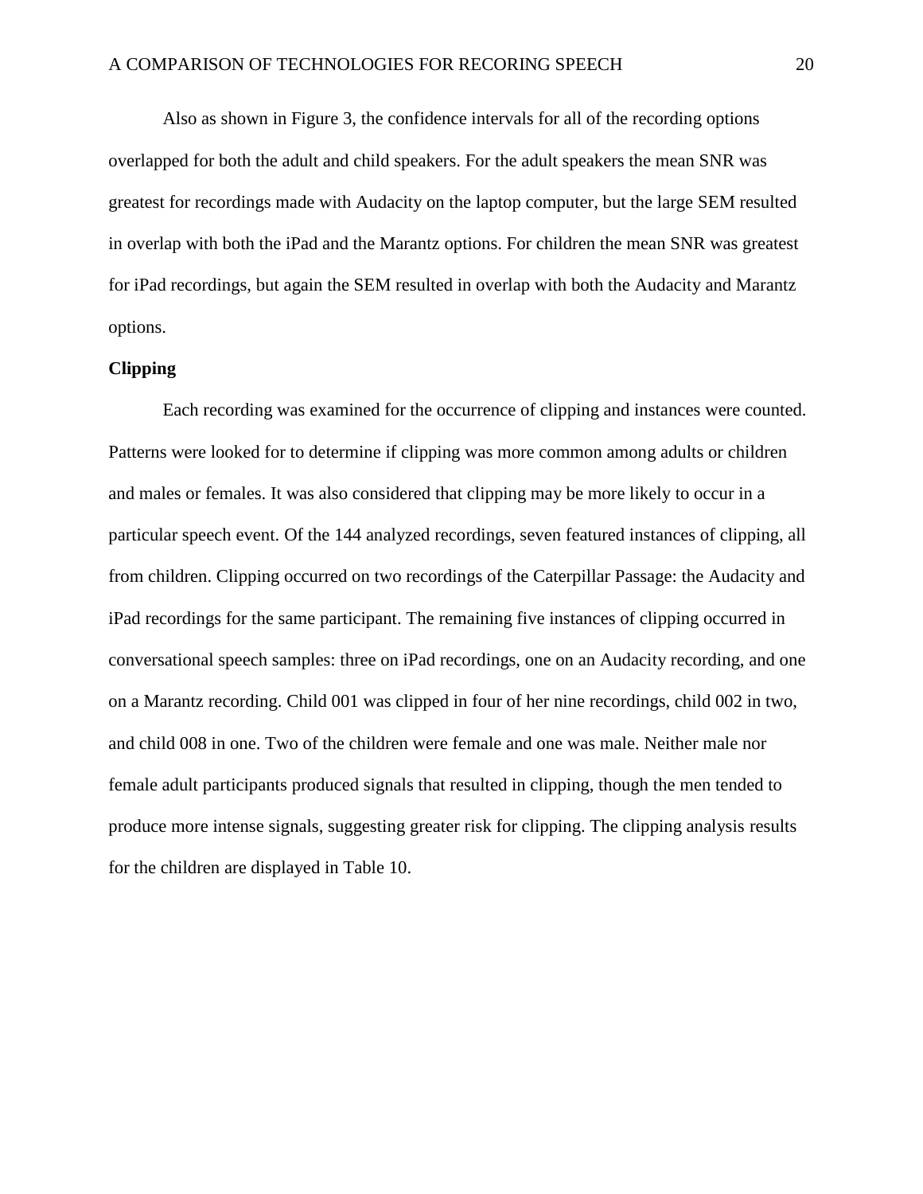Also as shown in Figure 3, the confidence intervals for all of the recording options overlapped for both the adult and child speakers. For the adult speakers the mean SNR was greatest for recordings made with Audacity on the laptop computer, but the large SEM resulted in overlap with both the iPad and the Marantz options. For children the mean SNR was greatest for iPad recordings, but again the SEM resulted in overlap with both the Audacity and Marantz options.

**Clipping**

Each recording was examined for the occurrence of clipping and instances were counted. Patterns were looked for to determine if clipping was more common among adults or children and males or females. It was also considered that clipping may be more likely to occur in a particular speech event. Of the 144 analyzed recordings, seven featured instances of clipping, all from children. Clipping occurred on two recordings of the Caterpillar Passage: the Audacity and iPad recordings for the same participant. The remaining five instances of clipping occurred in conversational speech samples: three on iPad recordings, one on an Audacity recording, and one on a Marantz recording. Child 001 was clipped in four of her nine recordings, child 002 in two, and child 008 in one. Two of the children were female and one was male. Neither male nor female adult participants produced signals that resulted in clipping, though the men tended to produce more intense signals, suggesting greater risk for clipping. The clipping analysis results for the children are displayed in Table 10.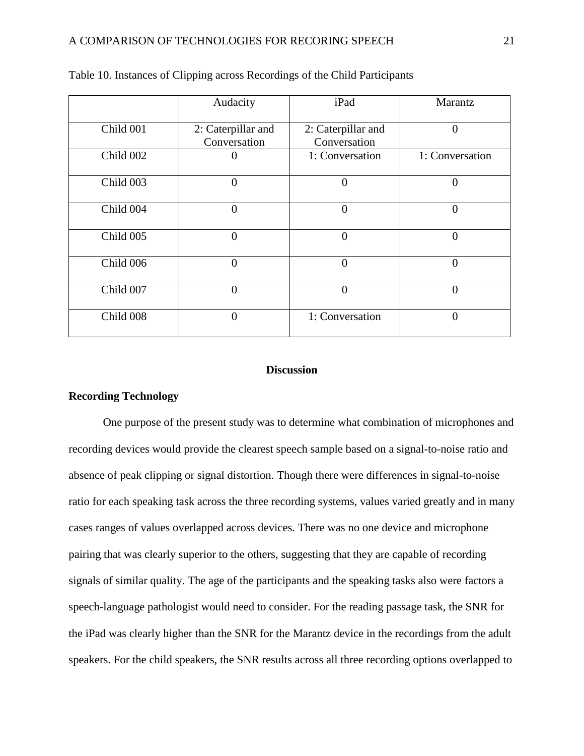Table 10. Instances of Clipping across Recordings of the Child Participants

| | Audacity | iPad | Marantz |
|---|---|---|---|
| Child 001 | 2: Caterpillar and Conversation | 2: Caterpillar and Conversation | 0 |
| Child 002 | 0 | 1: Conversation | 1: Conversation |
| Child 003 | 0 | 0 | 0 |
| Child 004 | 0 | 0 | 0 |
| Child 005 | 0 | 0 | 0 |
| Child 006 | 0 | 0 | 0 |
| Child 007 | 0 | 0 | 0 |
| Child 008 | 0 | 1: Conversation | 0 |

# Discussion

## Recording Technology

One purpose of the present study was to determine what combination of microphones and recording devices would provide the clearest speech sample based on a signal-to-noise ratio and absence of peak clipping or signal distortion. Though there were differences in signal-to-noise ratio for each speaking task across the three recording systems, values varied greatly and in many cases ranges of values overlapped across devices. There was no one device and microphone pairing that was clearly superior to the others, suggesting that they are capable of recording signals of similar quality. The age of the participants and the speaking tasks also were factors a speech-language pathologist would need to consider. For the reading passage task, the SNR for the iPad was clearly higher than the SNR for the Marantz device in the recordings from the adult speakers. For the child speakers, the SNR results across all three recording options overlapped to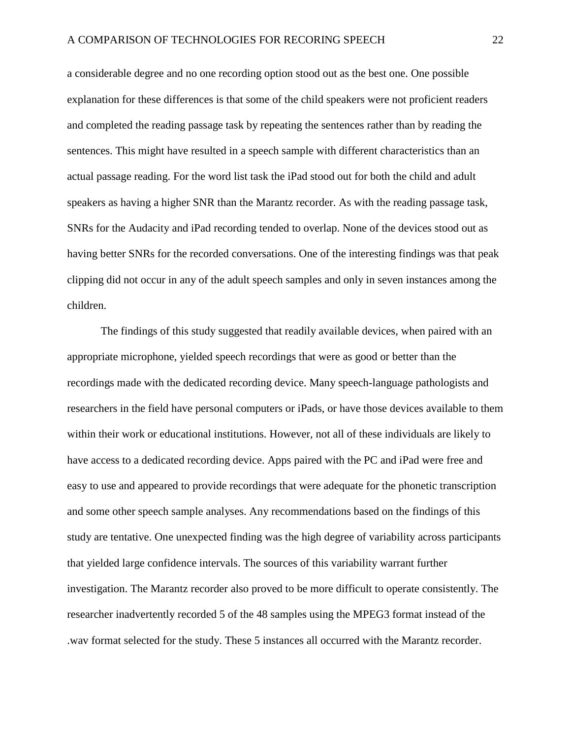a considerable degree and no one recording option stood out as the best one. One possible explanation for these differences is that some of the child speakers were not proficient readers and completed the reading passage task by repeating the sentences rather than by reading the sentences. This might have resulted in a speech sample with different characteristics than an actual passage reading. For the word list task the iPad stood out for both the child and adult speakers as having a higher SNR than the Marantz recorder. As with the reading passage task, SNRs for the Audacity and iPad recording tended to overlap. None of the devices stood out as having better SNRs for the recorded conversations. One of the interesting findings was that peak clipping did not occur in any of the adult speech samples and only in seven instances among the children.

The findings of this study suggested that readily available devices, when paired with an appropriate microphone, yielded speech recordings that were as good or better than the recordings made with the dedicated recording device. Many speech-language pathologists and researchers in the field have personal computers or iPads, or have those devices available to them within their work or educational institutions. However, not all of these individuals are likely to have access to a dedicated recording device. Apps paired with the PC and iPad were free and easy to use and appeared to provide recordings that were adequate for the phonetic transcription and some other speech sample analyses. Any recommendations based on the findings of this study are tentative. One unexpected finding was the high degree of variability across participants that yielded large confidence intervals. The sources of this variability warrant further investigation. The Marantz recorder also proved to be more difficult to operate consistently. The researcher inadvertently recorded 5 of the 48 samples using the MPEG3 format instead of the .wav format selected for the study. These 5 instances all occurred with the Marantz recorder.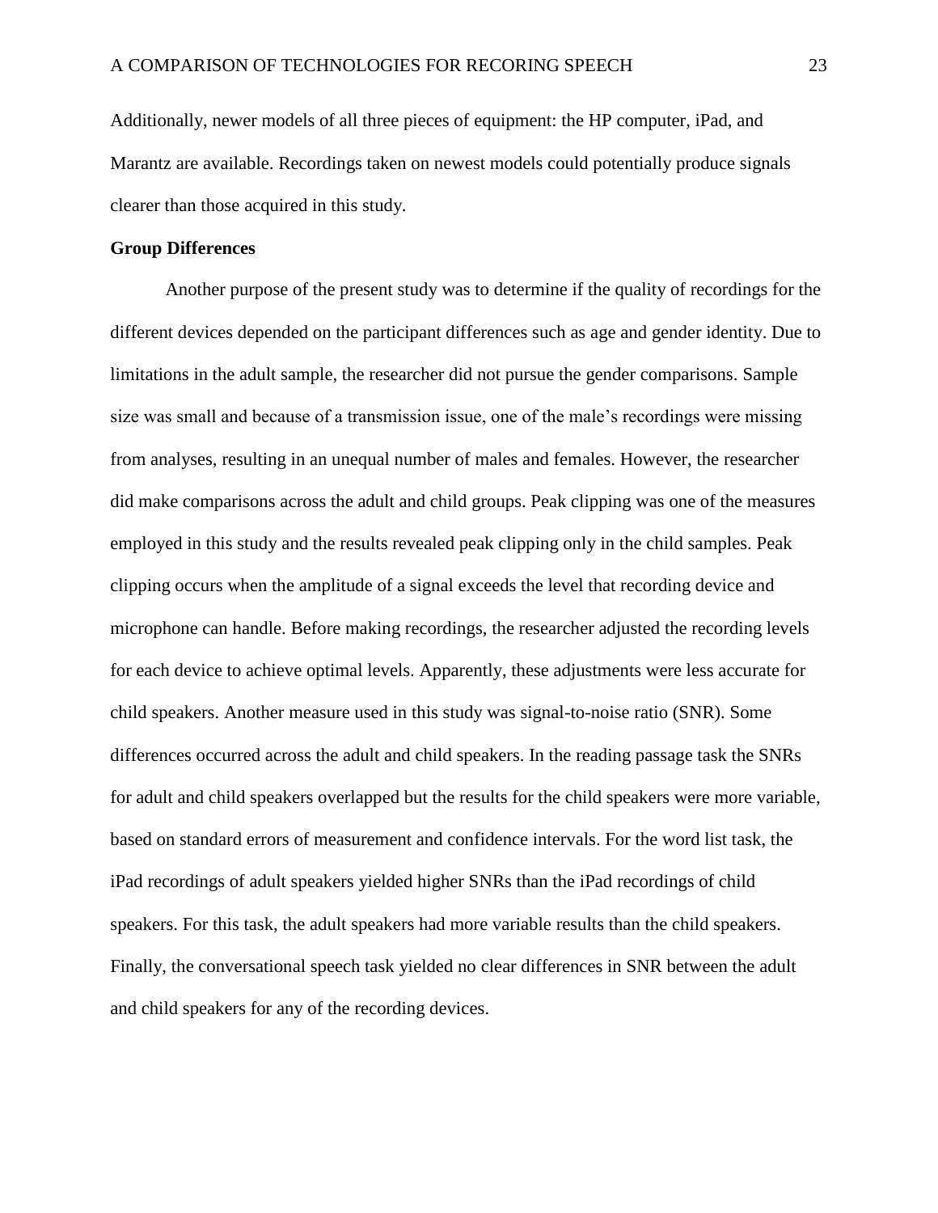Additionally, newer models of all three pieces of equipment: the HP computer, iPad, and Marantz are available. Recordings taken on newest models could potentially produce signals clearer than those acquired in this study.

**Group Differences**

Another purpose of the present study was to determine if the quality of recordings for the different devices depended on the participant differences such as age and gender identity. Due to limitations in the adult sample, the researcher did not pursue the gender comparisons. Sample size was small and because of a transmission issue, one of the male's recordings were missing from analyses, resulting in an unequal number of males and females. However, the researcher did make comparisons across the adult and child groups. Peak clipping was one of the measures employed in this study and the results revealed peak clipping only in the child samples. Peak clipping occurs when the amplitude of a signal exceeds the level that recording device and microphone can handle. Before making recordings, the researcher adjusted the recording levels for each device to achieve optimal levels. Apparently, these adjustments were less accurate for child speakers. Another measure used in this study was signal-to-noise ratio (SNR). Some differences occurred across the adult and child speakers. In the reading passage task the SNRs for adult and child speakers overlapped but the results for the child speakers were more variable, based on standard errors of measurement and confidence intervals. For the word list task, the iPad recordings of adult speakers yielded higher SNRs than the iPad recordings of child speakers. For this task, the adult speakers had more variable results than the child speakers. Finally, the conversational speech task yielded no clear differences in SNR between the adult and child speakers for any of the recording devices.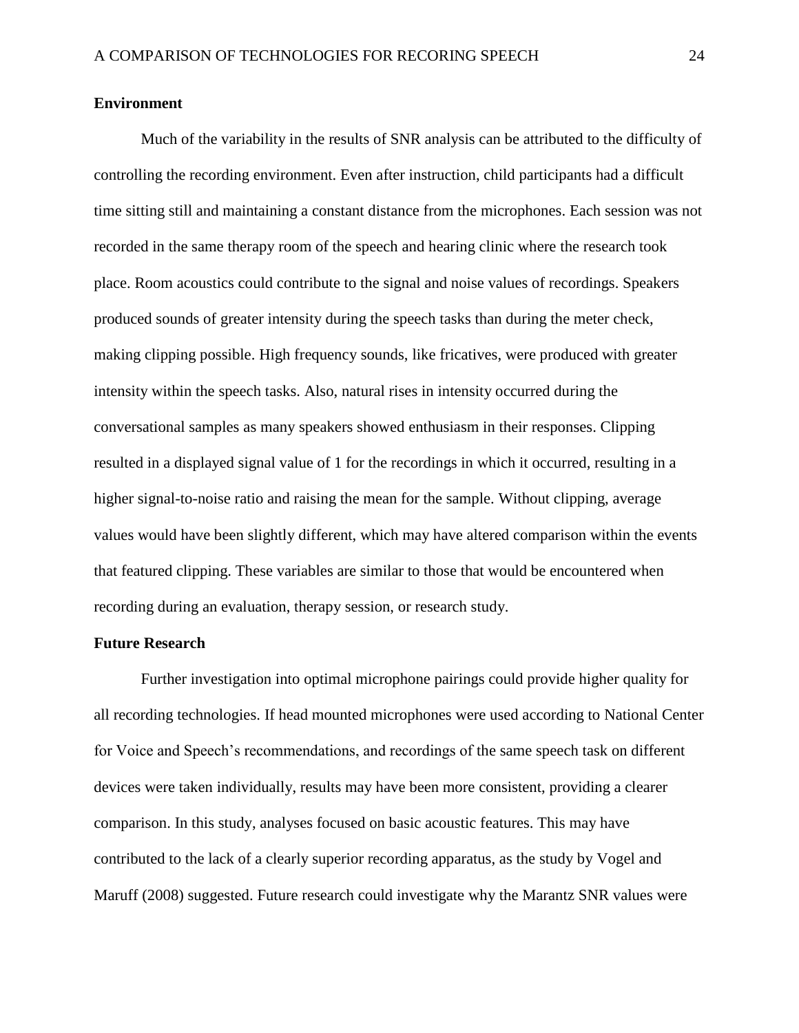## Environment

Much of the variability in the results of SNR analysis can be attributed to the difficulty of controlling the recording environment. Even after instruction, child participants had a difficult time sitting still and maintaining a constant distance from the microphones. Each session was not recorded in the same therapy room of the speech and hearing clinic where the research took place. Room acoustics could contribute to the signal and noise values of recordings. Speakers produced sounds of greater intensity during the speech tasks than during the meter check, making clipping possible. High frequency sounds, like fricatives, were produced with greater intensity within the speech tasks. Also, natural rises in intensity occurred during the conversational samples as many speakers showed enthusiasm in their responses. Clipping resulted in a displayed signal value of 1 for the recordings in which it occurred, resulting in a higher signal-to-noise ratio and raising the mean for the sample. Without clipping, average values would have been slightly different, which may have altered comparison within the events that featured clipping. These variables are similar to those that would be encountered when recording during an evaluation, therapy session, or research study.

## Future Research

Further investigation into optimal microphone pairings could provide higher quality for all recording technologies. If head mounted microphones were used according to National Center for Voice and Speech's recommendations, and recordings of the same speech task on different devices were taken individually, results may have been more consistent, providing a clearer comparison. In this study, analyses focused on basic acoustic features. This may have contributed to the lack of a clearly superior recording apparatus, as the study by Vogel and Maruff (2008) suggested. Future research could investigate why the Marantz SNR values were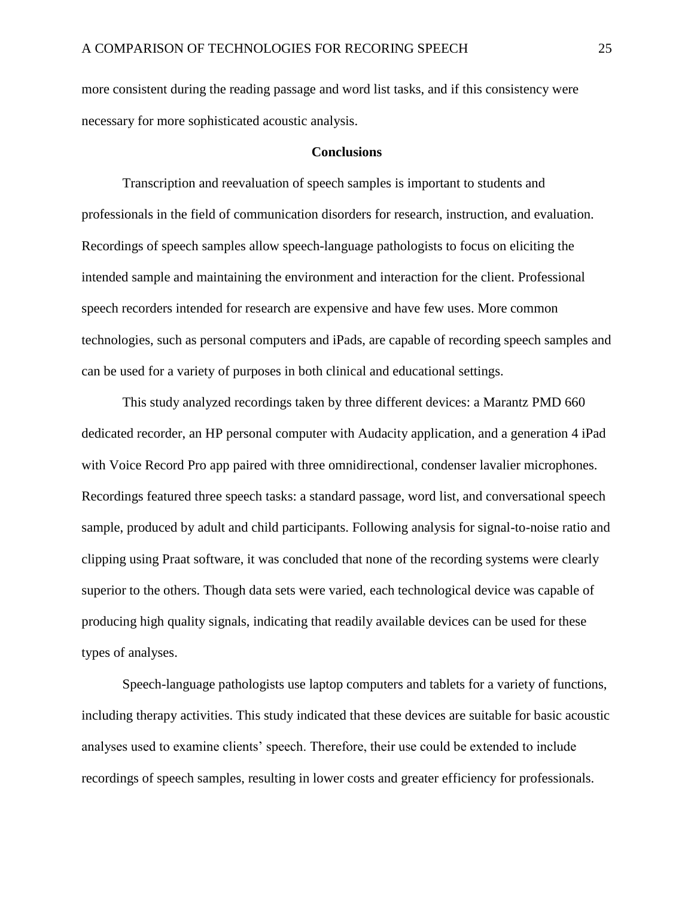more consistent during the reading passage and word list tasks, and if this consistency were necessary for more sophisticated acoustic analysis.

## Conclusions

Transcription and reevaluation of speech samples is important to students and professionals in the field of communication disorders for research, instruction, and evaluation. Recordings of speech samples allow speech-language pathologists to focus on eliciting the intended sample and maintaining the environment and interaction for the client. Professional speech recorders intended for research are expensive and have few uses. More common technologies, such as personal computers and iPads, are capable of recording speech samples and can be used for a variety of purposes in both clinical and educational settings.

This study analyzed recordings taken by three different devices: a Marantz PMD 660 dedicated recorder, an HP personal computer with Audacity application, and a generation 4 iPad with Voice Record Pro app paired with three omnidirectional, condenser lavalier microphones. Recordings featured three speech tasks: a standard passage, word list, and conversational speech sample, produced by adult and child participants. Following analysis for signal-to-noise ratio and clipping using Praat software, it was concluded that none of the recording systems were clearly superior to the others. Though data sets were varied, each technological device was capable of producing high quality signals, indicating that readily available devices can be used for these types of analyses.

Speech-language pathologists use laptop computers and tablets for a variety of functions, including therapy activities. This study indicated that these devices are suitable for basic acoustic analyses used to examine clients' speech. Therefore, their use could be extended to include recordings of speech samples, resulting in lower costs and greater efficiency for professionals.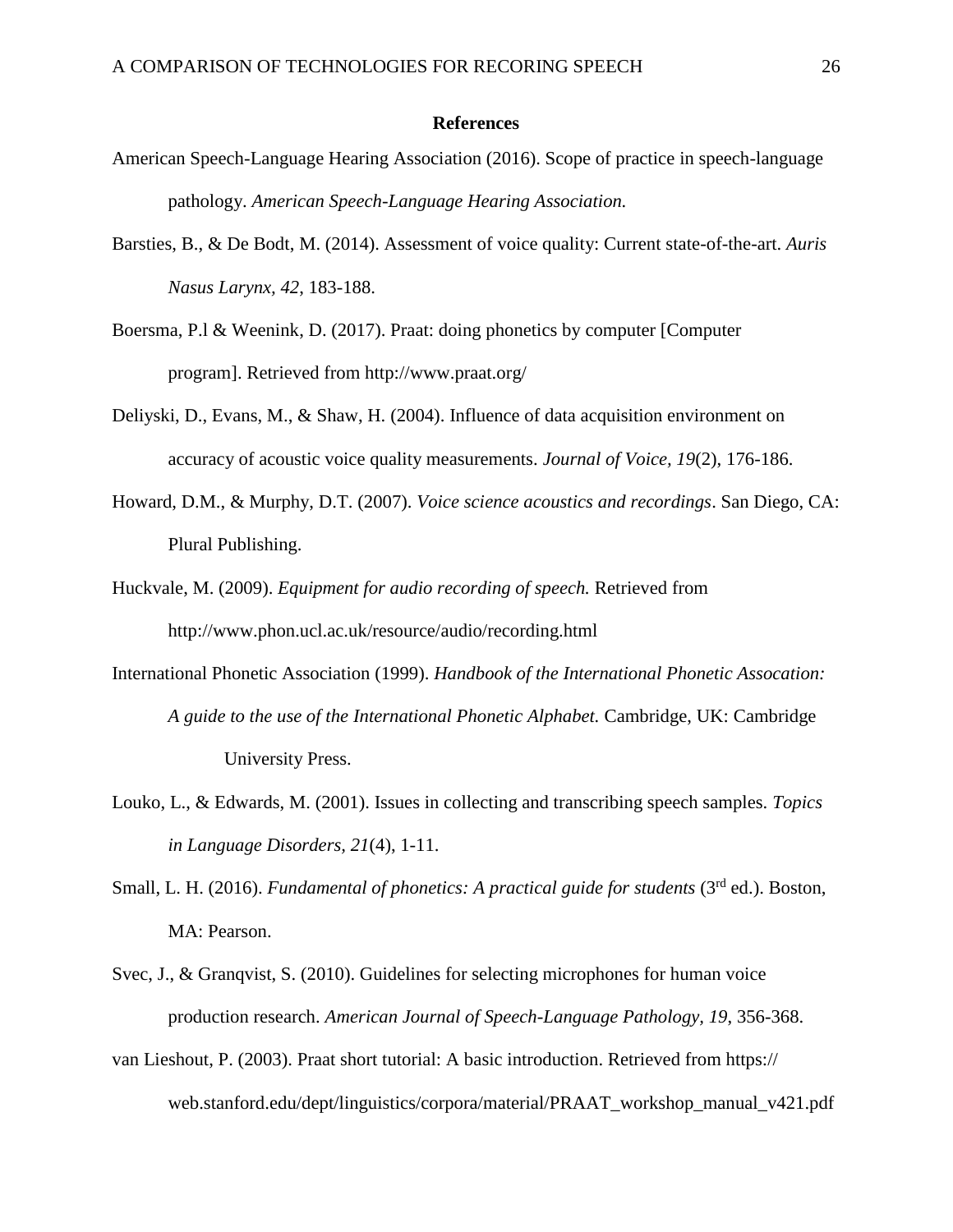**References**

American Speech-Language Hearing Association (2016). Scope of practice in speech-language pathology. *American Speech-Language Hearing Association.*

Barsties, B., & De Bodt, M. (2014). Assessment of voice quality: Current state-of-the-art. *Auris Nasus Larynx, 42*, 183-188.

Boersma, P.l & Weenink, D. (2017). Praat: doing phonetics by computer [Computer program]. Retrieved from http://www.praat.org/

Deliyski, D., Evans, M., & Shaw, H. (2004). Influence of data acquisition environment on accuracy of acoustic voice quality measurements. *Journal of Voice, 19*(2), 176-186.

Howard, D.M., & Murphy, D.T. (2007). *Voice science acoustics and recordings*. San Diego, CA: Plural Publishing.

Huckvale, M. (2009). *Equipment for audio recording of speech.* Retrieved from http://www.phon.ucl.ac.uk/resource/audio/recording.html

International Phonetic Association (1999). *Handbook of the International Phonetic Assocation: A guide to the use of the International Phonetic Alphabet.* Cambridge, UK: Cambridge University Press.

Louko, L., & Edwards, M. (2001). Issues in collecting and transcribing speech samples. *Topics in Language Disorders, 21*(4), 1-11.

Small, L. H. (2016). *Fundamental of phonetics: A practical guide for students* (3rd ed.). Boston, MA: Pearson.

Svec, J., & Granqvist, S. (2010). Guidelines for selecting microphones for human voice production research. *American Journal of Speech-Language Pathology, 19*, 356-368.

van Lieshout, P. (2003). Praat short tutorial: A basic introduction. Retrieved from https://web.stanford.edu/dept/linguistics/corpora/material/PRAAT_workshop_manual_v421.pdf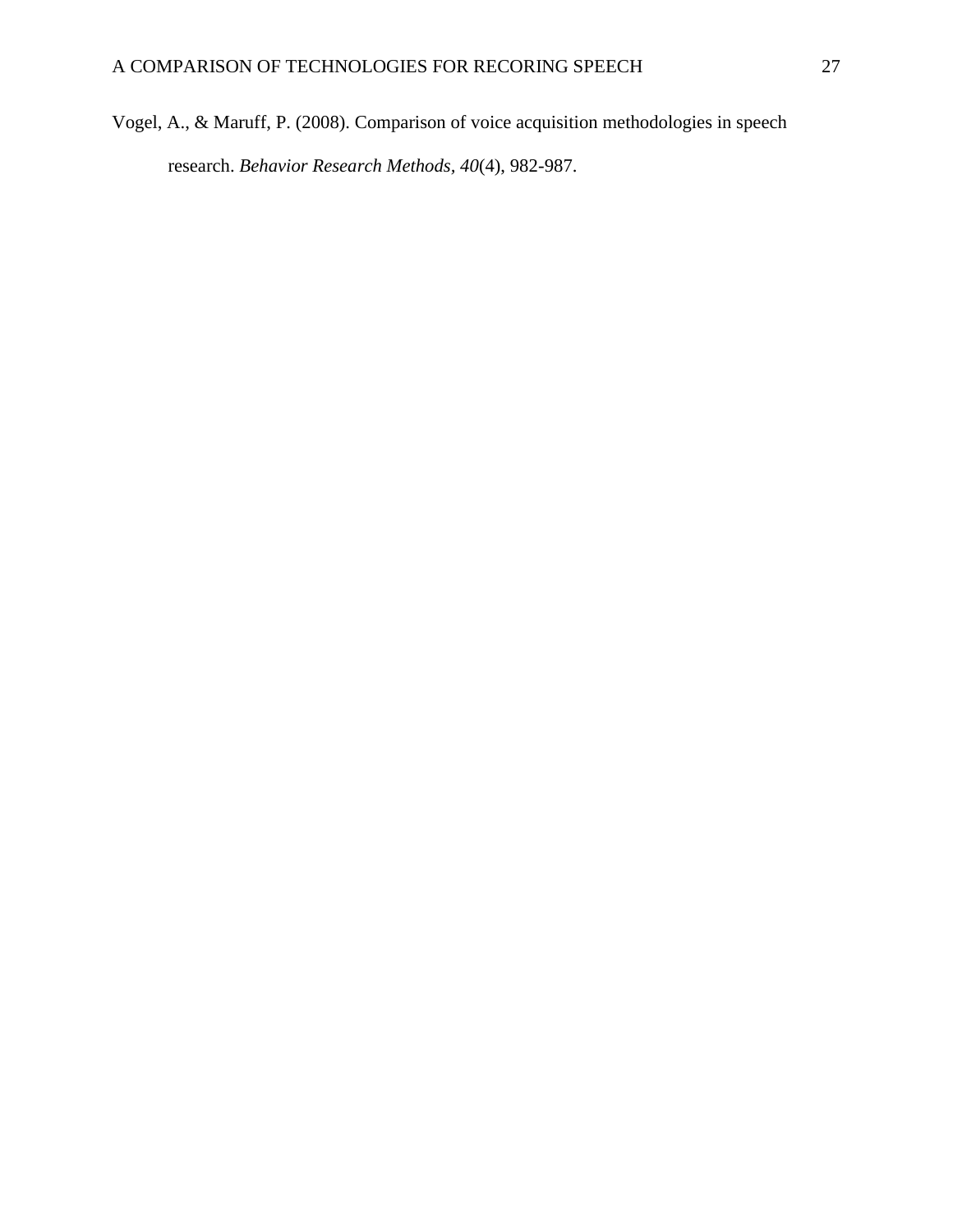Vogel, A., & Maruff, P. (2008). Comparison of voice acquisition methodologies in speech research. *Behavior Research Methods, 40*(4), 982-987.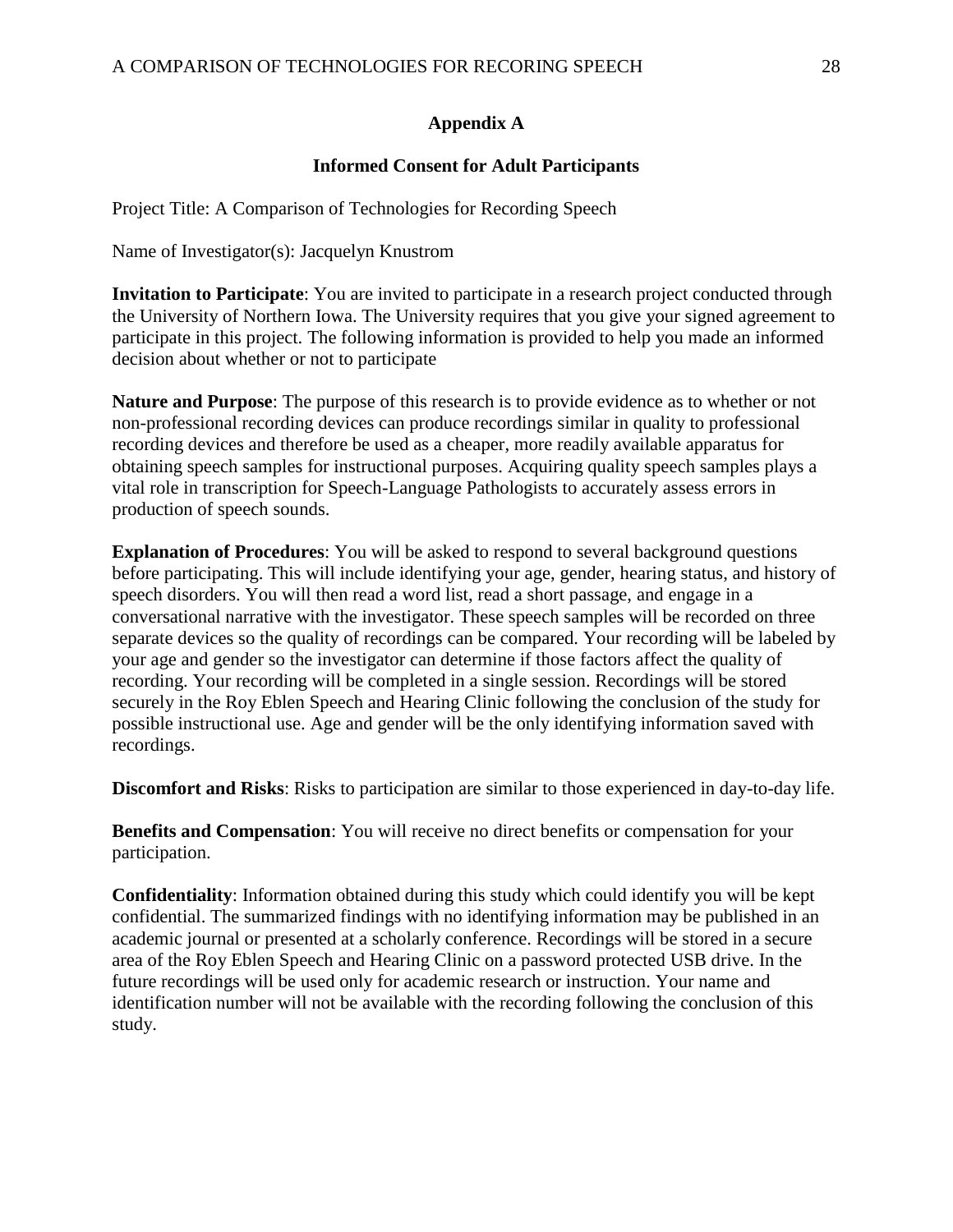## Appendix A

### Informed Consent for Adult Participants

Project Title: A Comparison of Technologies for Recording Speech

Name of Investigator(s): Jacquelyn Knustrom

**Invitation to Participate**: You are invited to participate in a research project conducted through the University of Northern Iowa. The University requires that you give your signed agreement to participate in this project. The following information is provided to help you made an informed decision about whether or not to participate

**Nature and Purpose**: The purpose of this research is to provide evidence as to whether or not non-professional recording devices can produce recordings similar in quality to professional recording devices and therefore be used as a cheaper, more readily available apparatus for obtaining speech samples for instructional purposes. Acquiring quality speech samples plays a vital role in transcription for Speech-Language Pathologists to accurately assess errors in production of speech sounds.

**Explanation of Procedures**: You will be asked to respond to several background questions before participating. This will include identifying your age, gender, hearing status, and history of speech disorders. You will then read a word list, read a short passage, and engage in a conversational narrative with the investigator. These speech samples will be recorded on three separate devices so the quality of recordings can be compared. Your recording will be labeled by your age and gender so the investigator can determine if those factors affect the quality of recording. Your recording will be completed in a single session. Recordings will be stored securely in the Roy Eblen Speech and Hearing Clinic following the conclusion of the study for possible instructional use. Age and gender will be the only identifying information saved with recordings.

**Discomfort and Risks**: Risks to participation are similar to those experienced in day-to-day life.

**Benefits and Compensation**: You will receive no direct benefits or compensation for your participation.

**Confidentiality**: Information obtained during this study which could identify you will be kept confidential. The summarized findings with no identifying information may be published in an academic journal or presented at a scholarly conference. Recordings will be stored in a secure area of the Roy Eblen Speech and Hearing Clinic on a password protected USB drive. In the future recordings will be used only for academic research or instruction. Your name and identification number will not be available with the recording following the conclusion of this study.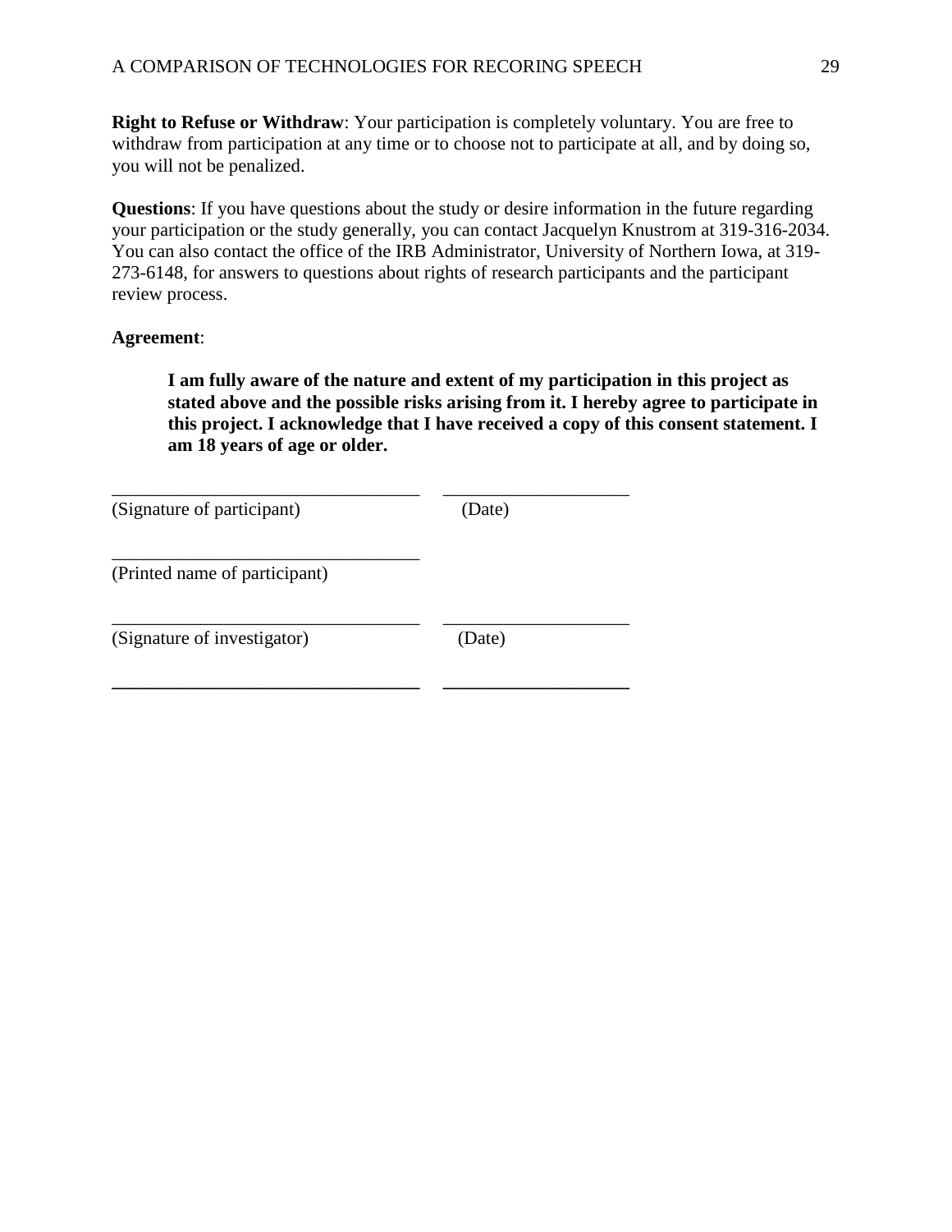**Right to Refuse or Withdraw**: Your participation is completely voluntary. You are free to withdraw from participation at any time or to choose not to participate at all, and by doing so, you will not be penalized.

**Questions**: If you have questions about the study or desire information in the future regarding your participation or the study generally, you can contact Jacquelyn Knustrom at 319-316-2034. You can also contact the office of the IRB Administrator, University of Northern Iowa, at 319-273-6148, for answers to questions about rights of research participants and the participant review process.

**Agreement**:

> **I am fully aware of the nature and extent of my participation in this project as stated above and the possible risks arising from it. I hereby agree to participate in this project. I acknowledge that I have received a copy of this consent statement. I am 18 years of age or older.**

_________________________________ ____________________
(Signature of participant) (Date)

_________________________________
(Printed name of participant)

_________________________________ ____________________
(Signature of investigator) (Date)

_________________________________ ____________________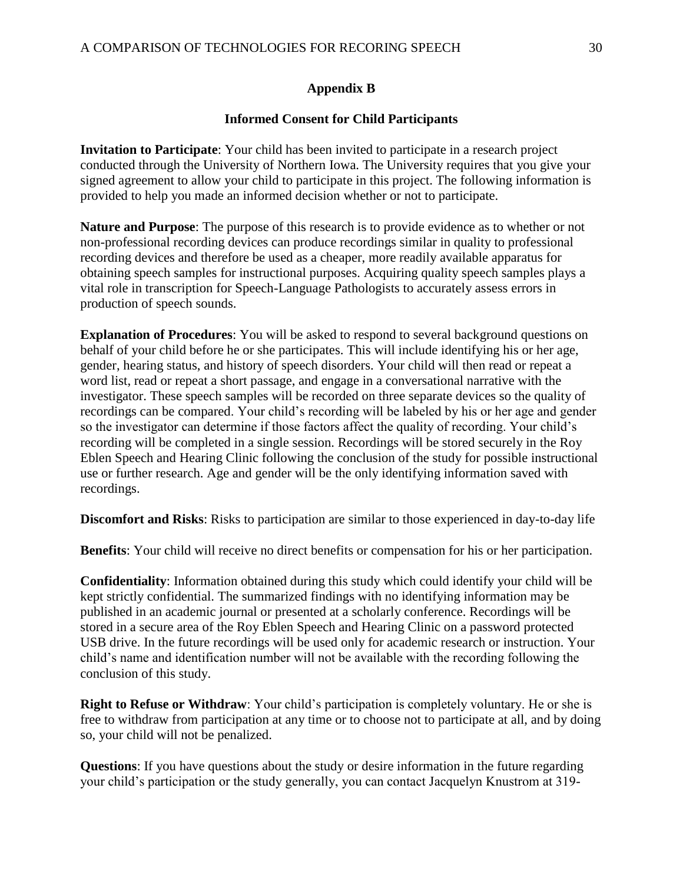## Appendix B

### Informed Consent for Child Participants

**Invitation to Participate**: Your child has been invited to participate in a research project conducted through the University of Northern Iowa. The University requires that you give your signed agreement to allow your child to participate in this project. The following information is provided to help you made an informed decision whether or not to participate.

**Nature and Purpose**: The purpose of this research is to provide evidence as to whether or not non-professional recording devices can produce recordings similar in quality to professional recording devices and therefore be used as a cheaper, more readily available apparatus for obtaining speech samples for instructional purposes. Acquiring quality speech samples plays a vital role in transcription for Speech-Language Pathologists to accurately assess errors in production of speech sounds.

**Explanation of Procedures**: You will be asked to respond to several background questions on behalf of your child before he or she participates. This will include identifying his or her age, gender, hearing status, and history of speech disorders. Your child will then read or repeat a word list, read or repeat a short passage, and engage in a conversational narrative with the investigator. These speech samples will be recorded on three separate devices so the quality of recordings can be compared. Your child's recording will be labeled by his or her age and gender so the investigator can determine if those factors affect the quality of recording. Your child's recording will be completed in a single session. Recordings will be stored securely in the Roy Eblen Speech and Hearing Clinic following the conclusion of the study for possible instructional use or further research. Age and gender will be the only identifying information saved with recordings.

**Discomfort and Risks**: Risks to participation are similar to those experienced in day-to-day life

**Benefits**: Your child will receive no direct benefits or compensation for his or her participation.

**Confidentiality**: Information obtained during this study which could identify your child will be kept strictly confidential. The summarized findings with no identifying information may be published in an academic journal or presented at a scholarly conference. Recordings will be stored in a secure area of the Roy Eblen Speech and Hearing Clinic on a password protected USB drive. In the future recordings will be used only for academic research or instruction. Your child's name and identification number will not be available with the recording following the conclusion of this study.

**Right to Refuse or Withdraw**: Your child's participation is completely voluntary. He or she is free to withdraw from participation at any time or to choose not to participate at all, and by doing so, your child will not be penalized.

**Questions**: If you have questions about the study or desire information in the future regarding your child's participation or the study generally, you can contact Jacquelyn Knustrom at 319-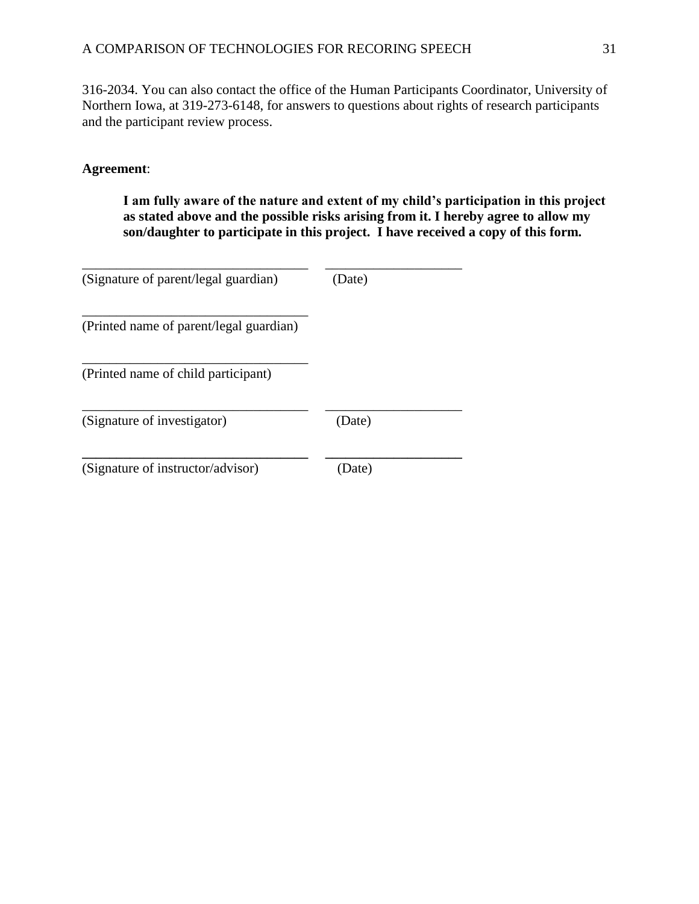316-2034. You can also contact the office of the Human Participants Coordinator, University of Northern Iowa, at 319-273-6148, for answers to questions about rights of research participants and the participant review process.

**Agreement**:

> **I am fully aware of the nature and extent of my child's participation in this project as stated above and the possible risks arising from it. I hereby agree to allow my son/daughter to participate in this project. I have received a copy of this form.**

_________________________________ ____________________
(Signature of parent/legal guardian) (Date)

_________________________________
(Printed name of parent/legal guardian)

_________________________________
(Printed name of child participant)

_________________________________ ____________________
(Signature of investigator) (Date)

_________________________________ ____________________
(Signature of instructor/advisor) (Date)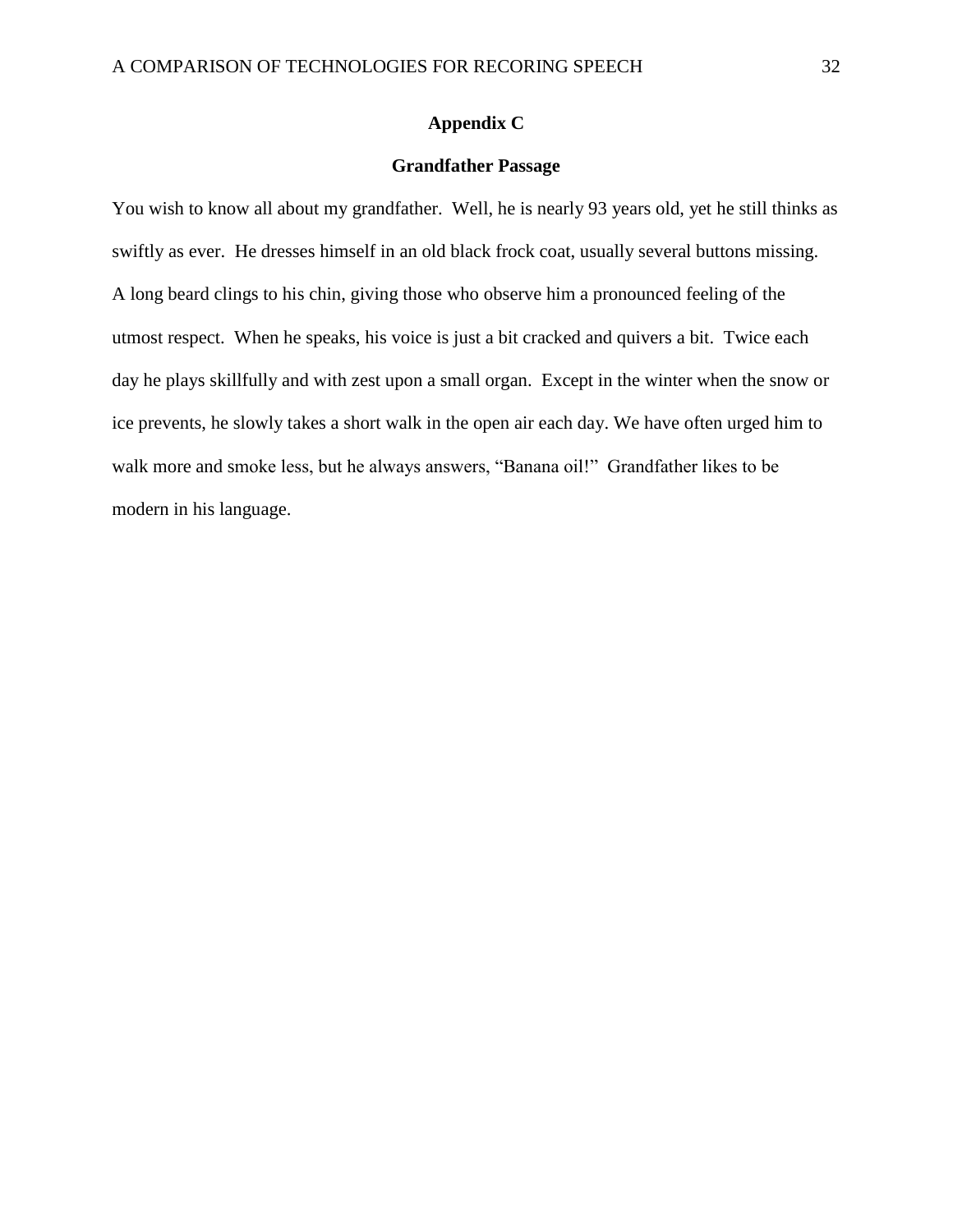## Appendix C

### Grandfather Passage

You wish to know all about my grandfather. Well, he is nearly 93 years old, yet he still thinks as swiftly as ever. He dresses himself in an old black frock coat, usually several buttons missing. A long beard clings to his chin, giving those who observe him a pronounced feeling of the utmost respect. When he speaks, his voice is just a bit cracked and quivers a bit. Twice each day he plays skillfully and with zest upon a small organ. Except in the winter when the snow or ice prevents, he slowly takes a short walk in the open air each day. We have often urged him to walk more and smoke less, but he always answers, "Banana oil!" Grandfather likes to be modern in his language.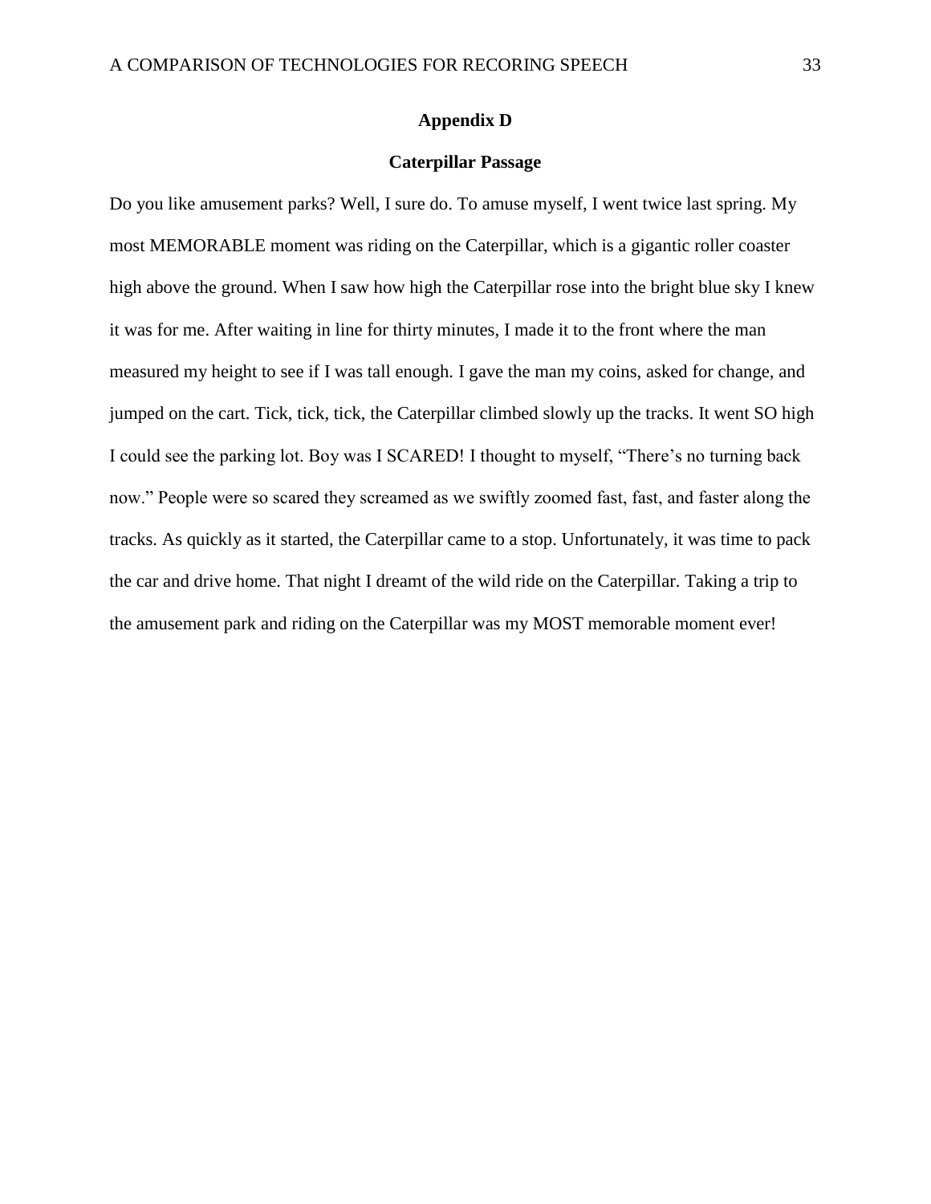## Appendix D

### Caterpillar Passage

Do you like amusement parks? Well, I sure do. To amuse myself, I went twice last spring. My most MEMORABLE moment was riding on the Caterpillar, which is a gigantic roller coaster high above the ground. When I saw how high the Caterpillar rose into the bright blue sky I knew it was for me. After waiting in line for thirty minutes, I made it to the front where the man measured my height to see if I was tall enough. I gave the man my coins, asked for change, and jumped on the cart. Tick, tick, tick, the Caterpillar climbed slowly up the tracks. It went SO high I could see the parking lot. Boy was I SCARED! I thought to myself, "There's no turning back now." People were so scared they screamed as we swiftly zoomed fast, fast, and faster along the tracks. As quickly as it started, the Caterpillar came to a stop. Unfortunately, it was time to pack the car and drive home. That night I dreamt of the wild ride on the Caterpillar. Taking a trip to the amusement park and riding on the Caterpillar was my MOST memorable moment ever!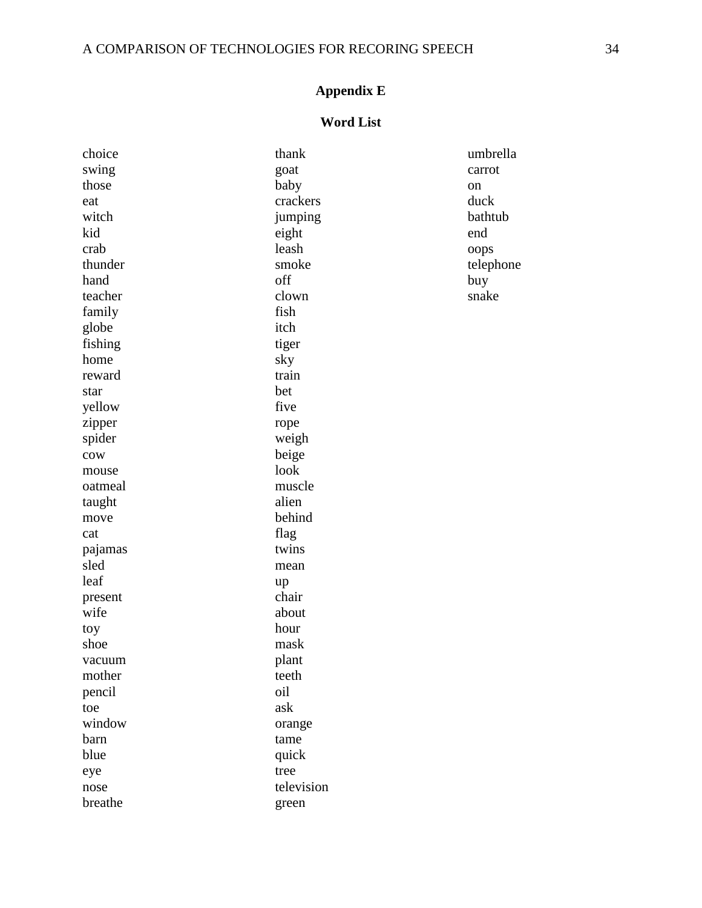# Appendix E

## Word List

choice
swing
those
eat
witch
kid
crab
thunder
hand
teacher
family
globe
fishing
home
reward
star
yellow
zipper
spider
cow
mouse
oatmeal
taught
move
cat
pajamas
sled
leaf
present
wife
toy
shoe
vacuum
mother
pencil
toe
window
barn
blue
eye
nose
breathe
thank
goat
baby
crackers
jumping
eight
leash
smoke
off
clown
fish
itch
tiger
sky
train
bet
five
rope
weigh
beige
look
muscle
alien
behind
flag
twins
mean
up
chair
about
hour
mask
plant
teeth
oil
ask
orange
tame
quick
tree
television
green
umbrella
carrot
on
duck
bathtub
end
oops
telephone
buy
snake